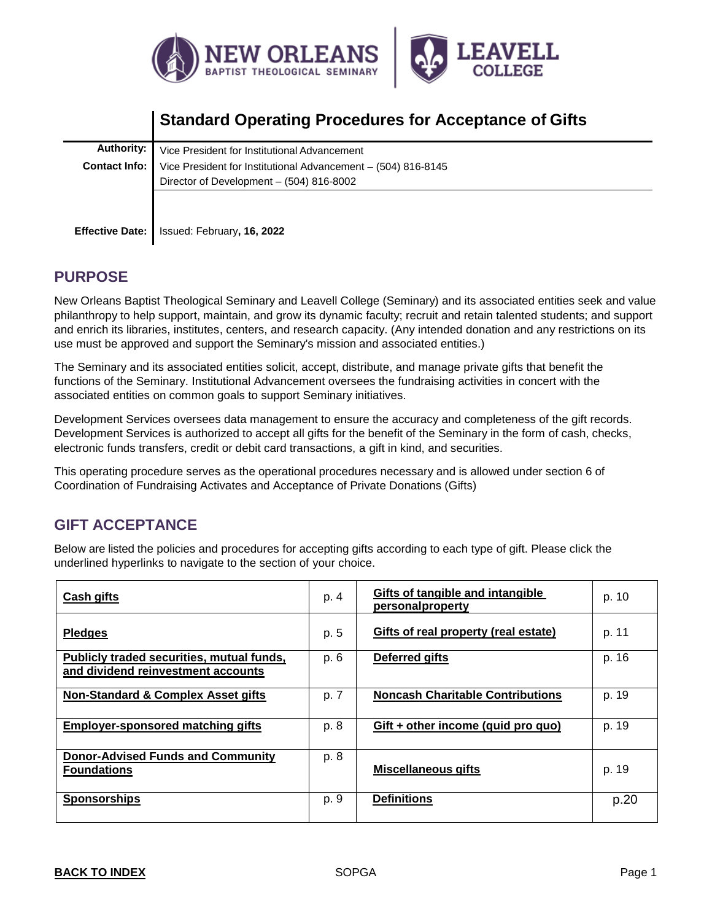# Standard Operating Procedures for Acceptance of Gifts

| | |
|---|---|
| **Authority:** | Vice President for Institutional Advancement |
| **Contact Info:** | Vice President for Institutional Advancement – (504) 816-8145 |
| | Director of Development – (504) 816-8002 |
| **Effective Date:** | Issued: February**, 16, 2022** |

## PURPOSE

New Orleans Baptist Theological Seminary and Leavell College (Seminary) and its associated entities seek and value philanthropy to help support, maintain, and grow its dynamic faculty; recruit and retain talented students; and support and enrich its libraries, institutes, centers, and research capacity. (Any intended donation and any restrictions on its use must be approved and support the Seminary's mission and associated entities.)

The Seminary and its associated entities solicit, accept, distribute, and manage private gifts that benefit the functions of the Seminary. Institutional Advancement oversees the fundraising activities in concert with the associated entities on common goals to support Seminary initiatives.

Development Services oversees data management to ensure the accuracy and completeness of the gift records. Development Services is authorized to accept all gifts for the benefit of the Seminary in the form of cash, checks, electronic funds transfers, credit or debit card transactions, a gift in kind, and securities.

This operating procedure serves as the operational procedures necessary and is allowed under section 6 of Coordination of Fundraising Activates and Acceptance of Private Donations (Gifts)

## GIFT ACCEPTANCE

Below are listed the policies and procedures for accepting gifts according to each type of gift. Please click the underlined hyperlinks to navigate to the section of your choice.

| | | | |
|---|---|---|---|
| **Cash gifts** | p. 4 | **Gifts of tangible and intangible personalproperty** | p. 10 |
| **Pledges** | p. 5 | **Gifts of real property (real estate)** | p. 11 |
| **Publicly traded securities, mutual funds, and dividend reinvestment accounts** | p. 6 | **Deferred gifts** | p. 16 |
| **Non-Standard & Complex Asset gifts** | p. 7 | **Noncash Charitable Contributions** | p. 19 |
| **Employer-sponsored matching gifts** | p. 8 | **Gift + other income (quid pro quo)** | p. 19 |
| **Donor-Advised Funds and Community Foundations** | p. 8 | **Miscellaneous gifts** | p. 19 |
| **Sponsorships** | p. 9 | **Definitions** | p.20 |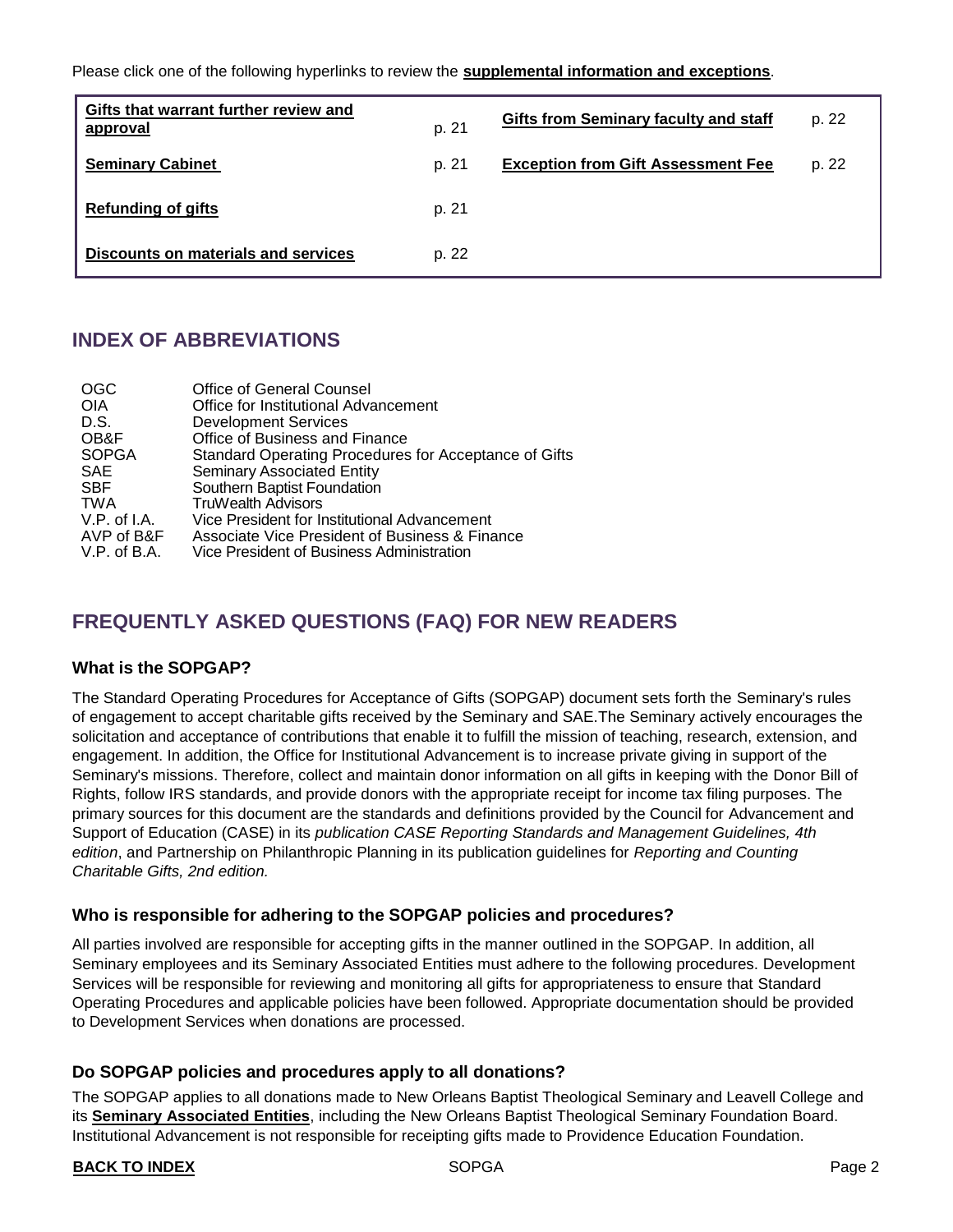Please click one of the following hyperlinks to review the **supplemental information and exceptions**.

| | | | |
|---|---|---|---|
| **Gifts that warrant further review and approval** | p. 21 | **Gifts from Seminary faculty and staff** | p. 22 |
| **Seminary Cabinet** | p. 21 | **Exception from Gift Assessment Fee** | p. 22 |
| **Refunding of gifts** | p. 21 | | |
| **Discounts on materials and services** | p. 22 | | |

## INDEX OF ABBREVIATIONS

| | |
|---|---|
| OGC | Office of General Counsel |
| OIA | Office for Institutional Advancement |
| D.S. | Development Services |
| OB&F | Office of Business and Finance |
| SOPGA | Standard Operating Procedures for Acceptance of Gifts |
| SAE | Seminary Associated Entity |
| SBF | Southern Baptist Foundation |
| TWA | TruWealth Advisors |
| V.P. of I.A. | Vice President for Institutional Advancement |
| AVP of B&F | Associate Vice President of Business & Finance |
| V.P. of B.A. | Vice President of Business Administration |

## FREQUENTLY ASKED QUESTIONS (FAQ) FOR NEW READERS

### What is the SOPGAP?

The Standard Operating Procedures for Acceptance of Gifts (SOPGAP) document sets forth the Seminary's rules of engagement to accept charitable gifts received by the Seminary and SAE.The Seminary actively encourages the solicitation and acceptance of contributions that enable it to fulfill the mission of teaching, research, extension, and engagement. In addition, the Office for Institutional Advancement is to increase private giving in support of the Seminary's missions. Therefore, collect and maintain donor information on all gifts in keeping with the Donor Bill of Rights, follow IRS standards, and provide donors with the appropriate receipt for income tax filing purposes. The primary sources for this document are the standards and definitions provided by the Council for Advancement and Support of Education (CASE) in its *publication CASE Reporting Standards and Management Guidelines, 4th edition*, and Partnership on Philanthropic Planning in its publication guidelines for *Reporting and Counting Charitable Gifts, 2nd edition.*

### Who is responsible for adhering to the SOPGAP policies and procedures?

All parties involved are responsible for accepting gifts in the manner outlined in the SOPGAP. In addition, all Seminary employees and its Seminary Associated Entities must adhere to the following procedures. Development Services will be responsible for reviewing and monitoring all gifts for appropriateness to ensure that Standard Operating Procedures and applicable policies have been followed. Appropriate documentation should be provided to Development Services when donations are processed.

### Do SOPGAP policies and procedures apply to all donations?

The SOPGAP applies to all donations made to New Orleans Baptist Theological Seminary and Leavell College and its **Seminary Associated Entities**, including the New Orleans Baptist Theological Seminary Foundation Board. Institutional Advancement is not responsible for receipting gifts made to Providence Education Foundation.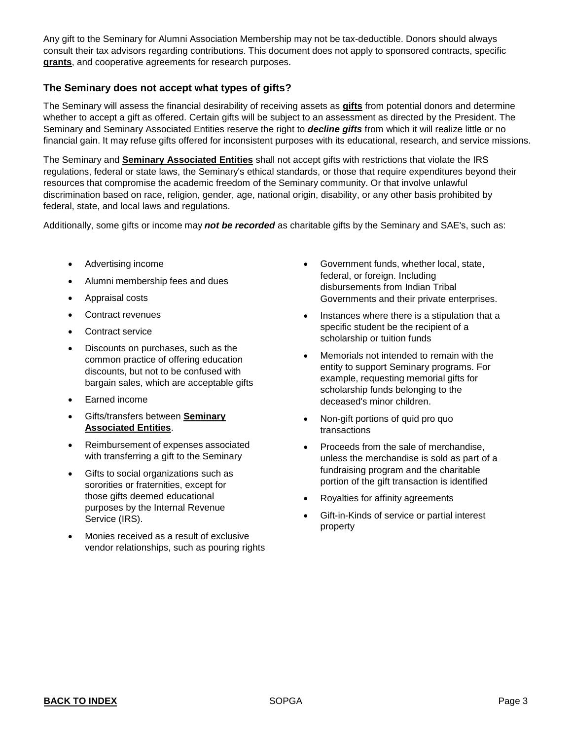Any gift to the Seminary for Alumni Association Membership may not be tax-deductible. Donors should always consult their tax advisors regarding contributions. This document does not apply to sponsored contracts, specific **grants**, and cooperative agreements for research purposes.

### The Seminary does not accept what types of gifts?

The Seminary will assess the financial desirability of receiving assets as **gifts** from potential donors and determine whether to accept a gift as offered. Certain gifts will be subject to an assessment as directed by the President. The Seminary and Seminary Associated Entities reserve the right to ***decline gifts*** from which it will realize little or no financial gain. It may refuse gifts offered for inconsistent purposes with its educational, research, and service missions.

The Seminary and **Seminary Associated Entities** shall not accept gifts with restrictions that violate the IRS regulations, federal or state laws, the Seminary's ethical standards, or those that require expenditures beyond their resources that compromise the academic freedom of the Seminary community. Or that involve unlawful discrimination based on race, religion, gender, age, national origin, disability, or any other basis prohibited by federal, state, and local laws and regulations.

Additionally, some gifts or income may ***not be recorded*** as charitable gifts by the Seminary and SAE's, such as:

- Advertising income
- Alumni membership fees and dues
- Appraisal costs
- Contract revenues
- Contract service
- Discounts on purchases, such as the common practice of offering education discounts, but not to be confused with bargain sales, which are acceptable gifts
- Earned income
- Gifts/transfers between **Seminary Associated Entities**.
- Reimbursement of expenses associated with transferring a gift to the Seminary
- Gifts to social organizations such as sororities or fraternities, except for those gifts deemed educational purposes by the Internal Revenue Service (IRS).
- Monies received as a result of exclusive vendor relationships, such as pouring rights
- Government funds, whether local, state, federal, or foreign. Including disbursements from Indian Tribal Governments and their private enterprises.
- Instances where there is a stipulation that a specific student be the recipient of a scholarship or tuition funds
- Memorials not intended to remain with the entity to support Seminary programs. For example, requesting memorial gifts for scholarship funds belonging to the deceased's minor children.
- Non-gift portions of quid pro quo transactions
- Proceeds from the sale of merchandise, unless the merchandise is sold as part of a fundraising program and the charitable portion of the gift transaction is identified
- Royalties for affinity agreements
- Gift-in-Kinds of service or partial interest property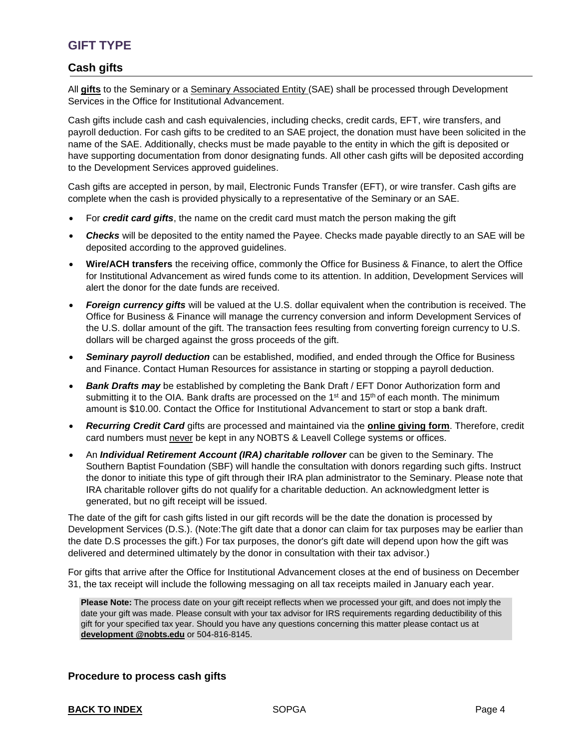# GIFT TYPE

## Cash gifts

All **gifts** to the Seminary or a Seminary Associated Entity (SAE) shall be processed through Development Services in the Office for Institutional Advancement.

Cash gifts include cash and cash equivalencies, including checks, credit cards, EFT, wire transfers, and payroll deduction. For cash gifts to be credited to an SAE project, the donation must have been solicited in the name of the SAE. Additionally, checks must be made payable to the entity in which the gift is deposited or have supporting documentation from donor designating funds. All other cash gifts will be deposited according to the Development Services approved guidelines.

Cash gifts are accepted in person, by mail, Electronic Funds Transfer (EFT), or wire transfer. Cash gifts are complete when the cash is provided physically to a representative of the Seminary or an SAE.

- For ***credit card gifts***, the name on the credit card must match the person making the gift
- ***Checks*** will be deposited to the entity named the Payee. Checks made payable directly to an SAE will be deposited according to the approved guidelines.
- **Wire/ACH transfers** the receiving office, commonly the Office for Business & Finance, to alert the Office for Institutional Advancement as wired funds come to its attention. In addition, Development Services will alert the donor for the date funds are received.
- ***Foreign currency gifts*** will be valued at the U.S. dollar equivalent when the contribution is received. The Office for Business & Finance will manage the currency conversion and inform Development Services of the U.S. dollar amount of the gift. The transaction fees resulting from converting foreign currency to U.S. dollars will be charged against the gross proceeds of the gift.
- ***Seminary payroll deduction*** can be established, modified, and ended through the Office for Business and Finance. Contact Human Resources for assistance in starting or stopping a payroll deduction.
- ***Bank Drafts may*** be established by completing the Bank Draft / EFT Donor Authorization form and submitting it to the OIA. Bank drafts are processed on the 1st and 15th of each month. The minimum amount is $10.00. Contact the Office for Institutional Advancement to start or stop a bank draft.
- ***Recurring Credit Card*** gifts are processed and maintained via the **online giving form**. Therefore, credit card numbers must never be kept in any NOBTS & Leavell College systems or offices.
- An ***Individual Retirement Account (IRA) charitable rollover*** can be given to the Seminary. The Southern Baptist Foundation (SBF) will handle the consultation with donors regarding such gifts. Instruct the donor to initiate this type of gift through their IRA plan administrator to the Seminary. Please note that IRA charitable rollover gifts do not qualify for a charitable deduction. An acknowledgment letter is generated, but no gift receipt will be issued.

The date of the gift for cash gifts listed in our gift records will be the date the donation is processed by Development Services (D.S.). (Note:The gift date that a donor can claim for tax purposes may be earlier than the date D.S processes the gift.) For tax purposes, the donor's gift date will depend upon how the gift was delivered and determined ultimately by the donor in consultation with their tax advisor.)

For gifts that arrive after the Office for Institutional Advancement closes at the end of business on December 31, the tax receipt will include the following messaging on all tax receipts mailed in January each year.

> **Please Note:** The process date on your gift receipt reflects when we processed your gift, and does not imply the date your gift was made. Please consult with your tax advisor for IRS requirements regarding deductibility of this gift for your specified tax year. Should you have any questions concerning this matter please contact us at **development @nobts.edu** or 504-816-8145.

### Procedure to process cash gifts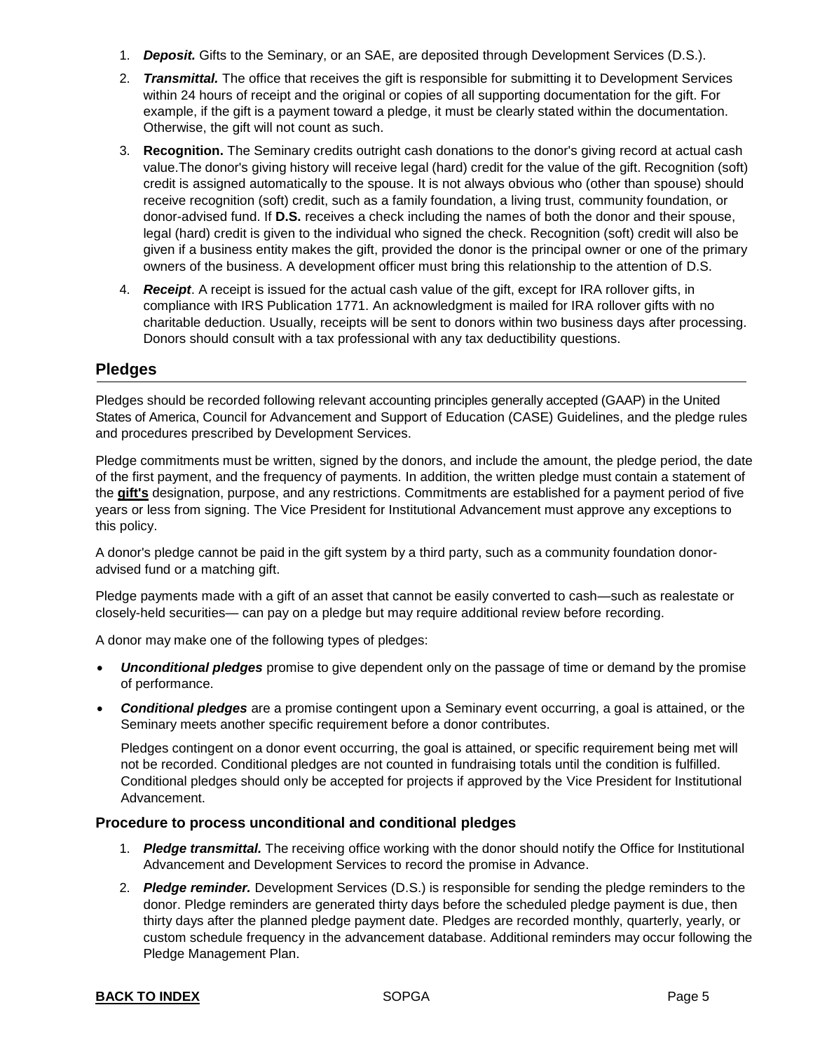1. ***Deposit.*** Gifts to the Seminary, or an SAE, are deposited through Development Services (D.S.).
2. ***Transmittal.*** The office that receives the gift is responsible for submitting it to Development Services within 24 hours of receipt and the original or copies of all supporting documentation for the gift. For example, if the gift is a payment toward a pledge, it must be clearly stated within the documentation. Otherwise, the gift will not count as such.
3. **Recognition.** The Seminary credits outright cash donations to the donor's giving record at actual cash value.The donor's giving history will receive legal (hard) credit for the value of the gift. Recognition (soft) credit is assigned automatically to the spouse. It is not always obvious who (other than spouse) should receive recognition (soft) credit, such as a family foundation, a living trust, community foundation, or donor-advised fund. If **D.S.** receives a check including the names of both the donor and their spouse, legal (hard) credit is given to the individual who signed the check. Recognition (soft) credit will also be given if a business entity makes the gift, provided the donor is the principal owner or one of the primary owners of the business. A development officer must bring this relationship to the attention of D.S.
4. ***Receipt***. A receipt is issued for the actual cash value of the gift, except for IRA rollover gifts, in compliance with IRS Publication 1771. An acknowledgment is mailed for IRA rollover gifts with no charitable deduction. Usually, receipts will be sent to donors within two business days after processing. Donors should consult with a tax professional with any tax deductibility questions.

## Pledges

Pledges should be recorded following relevant accounting principles generally accepted (GAAP) in the United States of America, Council for Advancement and Support of Education (CASE) Guidelines, and the pledge rules and procedures prescribed by Development Services.

Pledge commitments must be written, signed by the donors, and include the amount, the pledge period, the date of the first payment, and the frequency of payments. In addition, the written pledge must contain a statement of the **gift's** designation, purpose, and any restrictions. Commitments are established for a payment period of five years or less from signing. The Vice President for Institutional Advancement must approve any exceptions to this policy.

A donor's pledge cannot be paid in the gift system by a third party, such as a community foundation donor-advised fund or a matching gift.

Pledge payments made with a gift of an asset that cannot be easily converted to cash—such as realestate or closely-held securities— can pay on a pledge but may require additional review before recording.

A donor may make one of the following types of pledges:

- ***Unconditional pledges*** promise to give dependent only on the passage of time or demand by the promise of performance.
- ***Conditional pledges*** are a promise contingent upon a Seminary event occurring, a goal is attained, or the Seminary meets another specific requirement before a donor contributes.

  Pledges contingent on a donor event occurring, the goal is attained, or specific requirement being met will not be recorded. Conditional pledges are not counted in fundraising totals until the condition is fulfilled. Conditional pledges should only be accepted for projects if approved by the Vice President for Institutional Advancement.

### Procedure to process unconditional and conditional pledges

1. ***Pledge transmittal.*** The receiving office working with the donor should notify the Office for Institutional Advancement and Development Services to record the promise in Advance.
2. ***Pledge reminder.*** Development Services (D.S.) is responsible for sending the pledge reminders to the donor. Pledge reminders are generated thirty days before the scheduled pledge payment is due, then thirty days after the planned pledge payment date. Pledges are recorded monthly, quarterly, yearly, or custom schedule frequency in the advancement database. Additional reminders may occur following the Pledge Management Plan.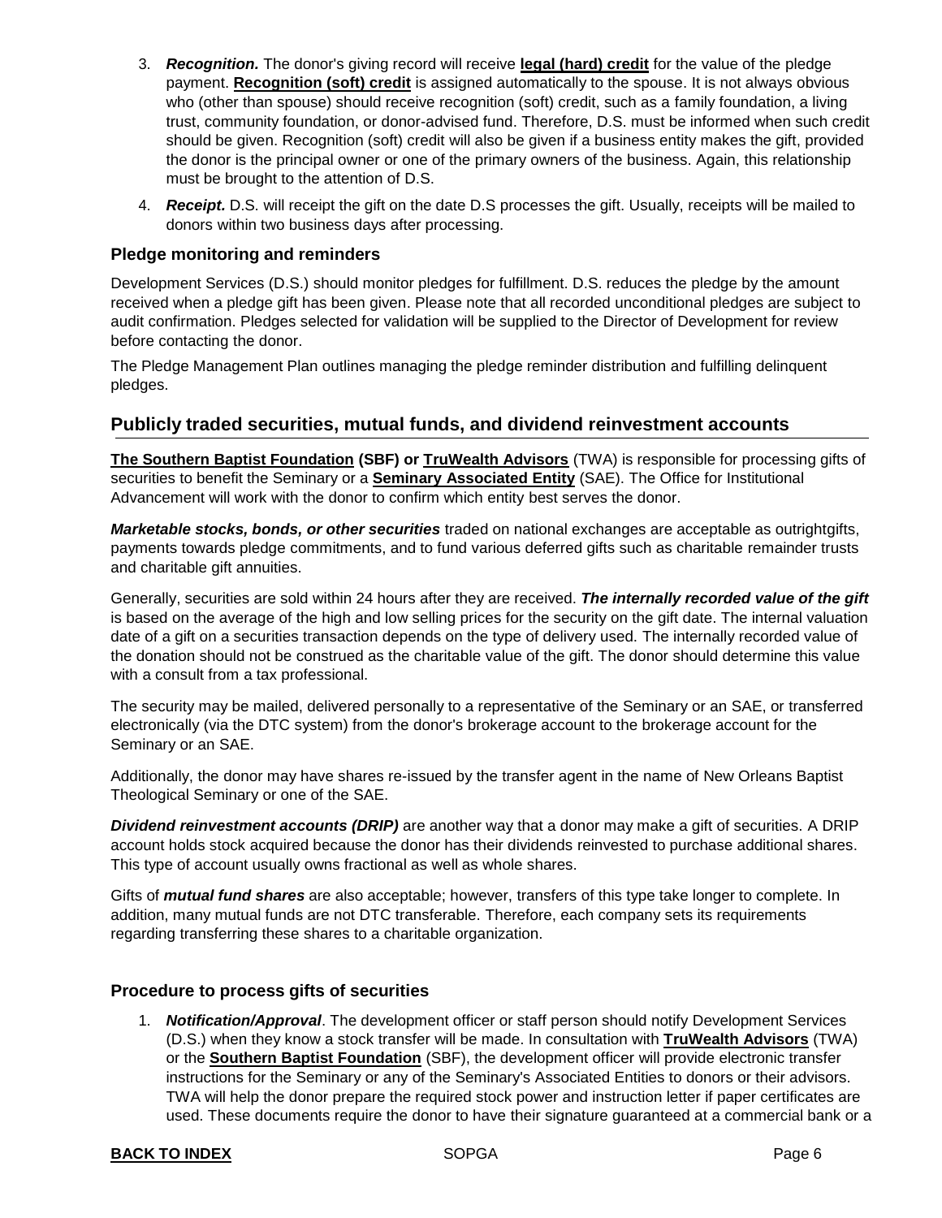3. ***Recognition.*** The donor's giving record will receive **legal (hard) credit** for the value of the pledge payment. **Recognition (soft) credit** is assigned automatically to the spouse. It is not always obvious who (other than spouse) should receive recognition (soft) credit, such as a family foundation, a living trust, community foundation, or donor-advised fund. Therefore, D.S. must be informed when such credit should be given. Recognition (soft) credit will also be given if a business entity makes the gift, provided the donor is the principal owner or one of the primary owners of the business. Again, this relationship must be brought to the attention of D.S.
4. ***Receipt.*** D.S. will receipt the gift on the date D.S processes the gift. Usually, receipts will be mailed to donors within two business days after processing.

### Pledge monitoring and reminders

Development Services (D.S.) should monitor pledges for fulfillment. D.S. reduces the pledge by the amount received when a pledge gift has been given. Please note that all recorded unconditional pledges are subject to audit confirmation. Pledges selected for validation will be supplied to the Director of Development for review before contacting the donor.

The Pledge Management Plan outlines managing the pledge reminder distribution and fulfilling delinquent pledges.

## Publicly traded securities, mutual funds, and dividend reinvestment accounts

**The Southern Baptist Foundation (SBF) or TruWealth Advisors** (TWA) is responsible for processing gifts of securities to benefit the Seminary or a **Seminary Associated Entity** (SAE). The Office for Institutional Advancement will work with the donor to confirm which entity best serves the donor.

***Marketable stocks, bonds, or other securities*** traded on national exchanges are acceptable as outrightgifts, payments towards pledge commitments, and to fund various deferred gifts such as charitable remainder trusts and charitable gift annuities.

Generally, securities are sold within 24 hours after they are received. ***The internally recorded value of the gift*** is based on the average of the high and low selling prices for the security on the gift date. The internal valuation date of a gift on a securities transaction depends on the type of delivery used. The internally recorded value of the donation should not be construed as the charitable value of the gift. The donor should determine this value with a consult from a tax professional.

The security may be mailed, delivered personally to a representative of the Seminary or an SAE, or transferred electronically (via the DTC system) from the donor's brokerage account to the brokerage account for the Seminary or an SAE.

Additionally, the donor may have shares re-issued by the transfer agent in the name of New Orleans Baptist Theological Seminary or one of the SAE.

***Dividend reinvestment accounts (DRIP)*** are another way that a donor may make a gift of securities. A DRIP account holds stock acquired because the donor has their dividends reinvested to purchase additional shares. This type of account usually owns fractional as well as whole shares.

Gifts of ***mutual fund shares*** are also acceptable; however, transfers of this type take longer to complete. In addition, many mutual funds are not DTC transferable. Therefore, each company sets its requirements regarding transferring these shares to a charitable organization.

### Procedure to process gifts of securities

1. ***Notification/Approval***. The development officer or staff person should notify Development Services (D.S.) when they know a stock transfer will be made. In consultation with **TruWealth Advisors** (TWA) or the **Southern Baptist Foundation** (SBF), the development officer will provide electronic transfer instructions for the Seminary or any of the Seminary's Associated Entities to donors or their advisors. TWA will help the donor prepare the required stock power and instruction letter if paper certificates are used. These documents require the donor to have their signature guaranteed at a commercial bank or a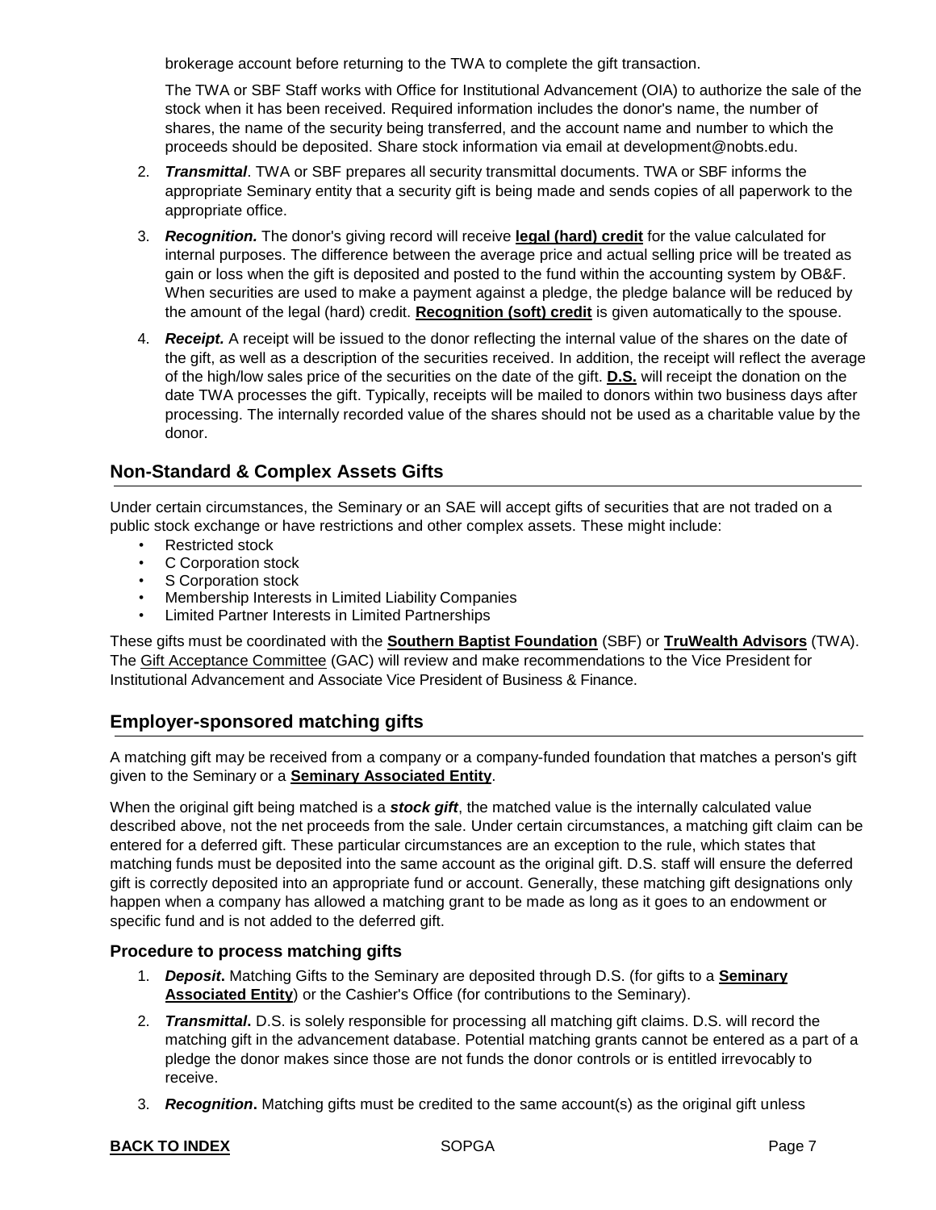brokerage account before returning to the TWA to complete the gift transaction.

The TWA or SBF Staff works with Office for Institutional Advancement (OIA) to authorize the sale of the stock when it has been received. Required information includes the donor's name, the number of shares, the name of the security being transferred, and the account name and number to which the proceeds should be deposited. Share stock information via email at development@nobts.edu.

2. ***Transmittal***. TWA or SBF prepares all security transmittal documents. TWA or SBF informs the appropriate Seminary entity that a security gift is being made and sends copies of all paperwork to the appropriate office.
3. ***Recognition.*** The donor's giving record will receive **legal (hard) credit** for the value calculated for internal purposes. The difference between the average price and actual selling price will be treated as gain or loss when the gift is deposited and posted to the fund within the accounting system by OB&F. When securities are used to make a payment against a pledge, the pledge balance will be reduced by the amount of the legal (hard) credit. **Recognition (soft) credit** is given automatically to the spouse.
4. ***Receipt.*** A receipt will be issued to the donor reflecting the internal value of the shares on the date of the gift, as well as a description of the securities received. In addition, the receipt will reflect the average of the high/low sales price of the securities on the date of the gift. **D.S.** will receipt the donation on the date TWA processes the gift. Typically, receipts will be mailed to donors within two business days after processing. The internally recorded value of the shares should not be used as a charitable value by the donor.

## Non-Standard & Complex Assets Gifts

Under certain circumstances, the Seminary or an SAE will accept gifts of securities that are not traded on a public stock exchange or have restrictions and other complex assets. These might include:

- Restricted stock
- C Corporation stock
- S Corporation stock
- Membership Interests in Limited Liability Companies
- Limited Partner Interests in Limited Partnerships

These gifts must be coordinated with the **Southern Baptist Foundation** (SBF) or **TruWealth Advisors** (TWA). The Gift Acceptance Committee (GAC) will review and make recommendations to the Vice President for Institutional Advancement and Associate Vice President of Business & Finance.

## Employer-sponsored matching gifts

A matching gift may be received from a company or a company-funded foundation that matches a person's gift given to the Seminary or a **Seminary Associated Entity**.

When the original gift being matched is a ***stock gift***, the matched value is the internally calculated value described above, not the net proceeds from the sale. Under certain circumstances, a matching gift claim can be entered for a deferred gift. These particular circumstances are an exception to the rule, which states that matching funds must be deposited into the same account as the original gift. D.S. staff will ensure the deferred gift is correctly deposited into an appropriate fund or account. Generally, these matching gift designations only happen when a company has allowed a matching grant to be made as long as it goes to an endowment or specific fund and is not added to the deferred gift.

### Procedure to process matching gifts

1. ***Deposit*.** Matching Gifts to the Seminary are deposited through D.S. (for gifts to a **Seminary Associated Entity**) or the Cashier's Office (for contributions to the Seminary).
2. ***Transmittal*.** D.S. is solely responsible for processing all matching gift claims. D.S. will record the matching gift in the advancement database. Potential matching grants cannot be entered as a part of a pledge the donor makes since those are not funds the donor controls or is entitled irrevocably to receive.
3. ***Recognition*.** Matching gifts must be credited to the same account(s) as the original gift unless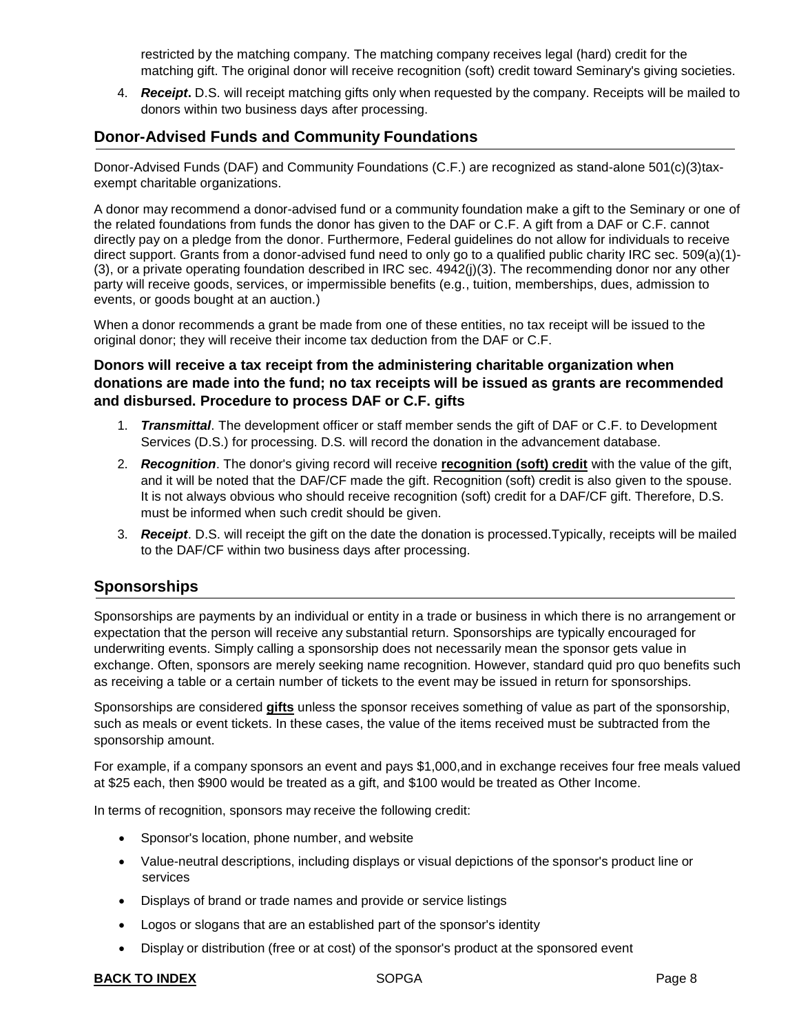restricted by the matching company. The matching company receives legal (hard) credit for the matching gift. The original donor will receive recognition (soft) credit toward Seminary's giving societies.

4. ***Receipt***. D.S. will receipt matching gifts only when requested by the company. Receipts will be mailed to donors within two business days after processing.

## Donor-Advised Funds and Community Foundations

Donor-Advised Funds (DAF) and Community Foundations (C.F.) are recognized as stand-alone 501(c)(3)tax-exempt charitable organizations.

A donor may recommend a donor-advised fund or a community foundation make a gift to the Seminary or one of the related foundations from funds the donor has given to the DAF or C.F. A gift from a DAF or C.F. cannot directly pay on a pledge from the donor. Furthermore, Federal guidelines do not allow for individuals to receive direct support. Grants from a donor-advised fund need to only go to a qualified public charity IRC sec. 509(a)(1)-(3), or a private operating foundation described in IRC sec. 4942(j)(3). The recommending donor nor any other party will receive goods, services, or impermissible benefits (e.g., tuition, memberships, dues, admission to events, or goods bought at an auction.)

When a donor recommends a grant be made from one of these entities, no tax receipt will be issued to the original donor; they will receive their income tax deduction from the DAF or C.F.

**Donors will receive a tax receipt from the administering charitable organization when donations are made into the fund; no tax receipts will be issued as grants are recommended and disbursed. Procedure to process DAF or C.F. gifts**

1. ***Transmittal***. The development officer or staff member sends the gift of DAF or C.F. to Development Services (D.S.) for processing. D.S. will record the donation in the advancement database.
2. ***Recognition***. The donor's giving record will receive **recognition (soft) credit** with the value of the gift, and it will be noted that the DAF/CF made the gift. Recognition (soft) credit is also given to the spouse. It is not always obvious who should receive recognition (soft) credit for a DAF/CF gift. Therefore, D.S. must be informed when such credit should be given.
3. ***Receipt***. D.S. will receipt the gift on the date the donation is processed.Typically, receipts will be mailed to the DAF/CF within two business days after processing.

## Sponsorships

Sponsorships are payments by an individual or entity in a trade or business in which there is no arrangement or expectation that the person will receive any substantial return. Sponsorships are typically encouraged for underwriting events. Simply calling a sponsorship does not necessarily mean the sponsor gets value in exchange. Often, sponsors are merely seeking name recognition. However, standard quid pro quo benefits such as receiving a table or a certain number of tickets to the event may be issued in return for sponsorships.

Sponsorships are considered **gifts** unless the sponsor receives something of value as part of the sponsorship, such as meals or event tickets. In these cases, the value of the items received must be subtracted from the sponsorship amount.

For example, if a company sponsors an event and pays $1,000,and in exchange receives four free meals valued at $25 each, then $900 would be treated as a gift, and $100 would be treated as Other Income.

In terms of recognition, sponsors may receive the following credit:

- Sponsor's location, phone number, and website
- Value-neutral descriptions, including displays or visual depictions of the sponsor's product line or services
- Displays of brand or trade names and provide or service listings
- Logos or slogans that are an established part of the sponsor's identity
- Display or distribution (free or at cost) of the sponsor's product at the sponsored event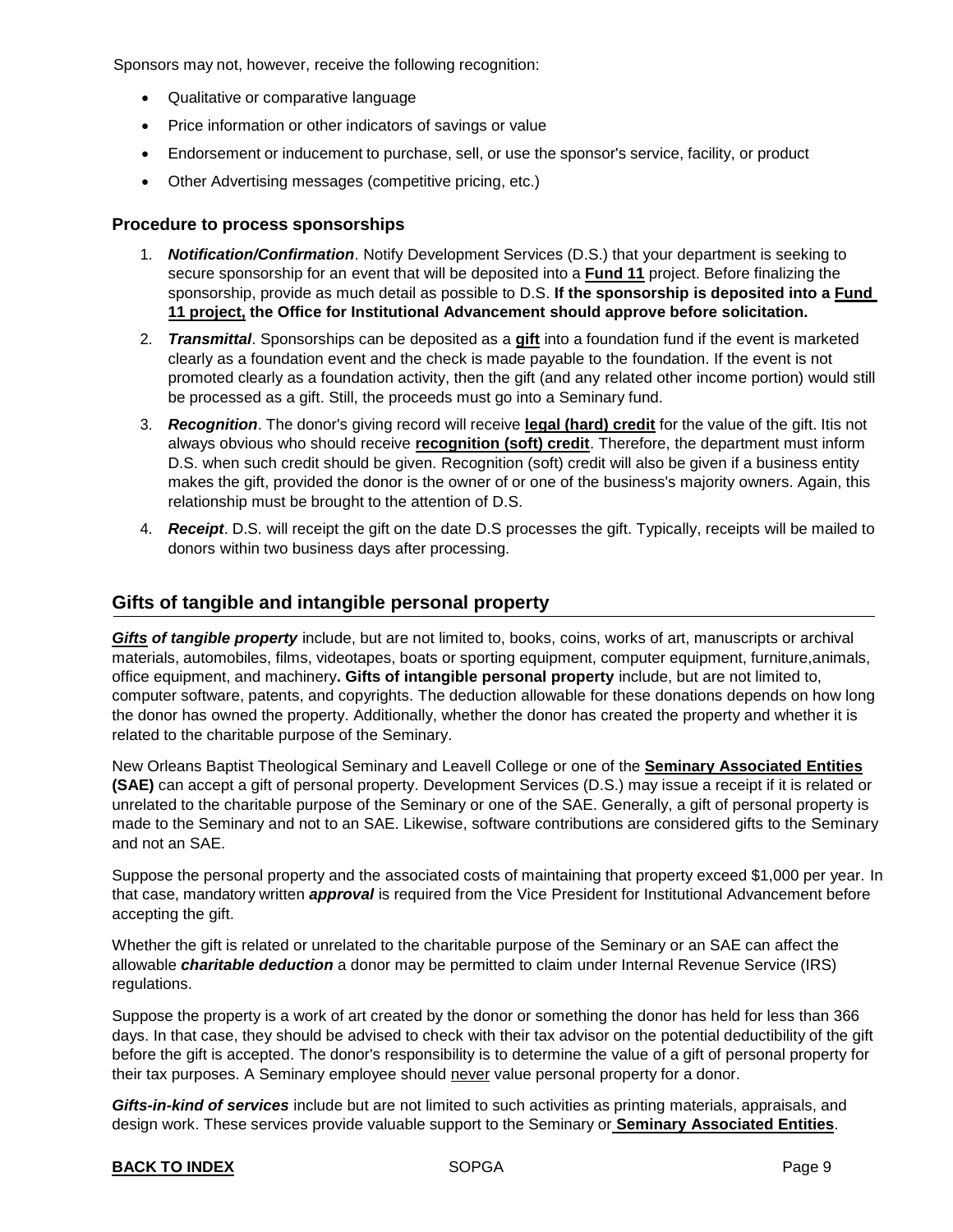Sponsors may not, however, receive the following recognition:

- Qualitative or comparative language
- Price information or other indicators of savings or value
- Endorsement or inducement to purchase, sell, or use the sponsor's service, facility, or product
- Other Advertising messages (competitive pricing, etc.)

### Procedure to process sponsorships

1. ***Notification/Confirmation***. Notify Development Services (D.S.) that your department is seeking to secure sponsorship for an event that will be deposited into a **Fund 11** project. Before finalizing the sponsorship, provide as much detail as possible to D.S. **If the sponsorship is deposited into a Fund 11 project, the Office for Institutional Advancement should approve before solicitation.**
2. ***Transmittal***. Sponsorships can be deposited as a **gift** into a foundation fund if the event is marketed clearly as a foundation event and the check is made payable to the foundation. If the event is not promoted clearly as a foundation activity, then the gift (and any related other income portion) would still be processed as a gift. Still, the proceeds must go into a Seminary fund.
3. ***Recognition***. The donor's giving record will receive **legal (hard) credit** for the value of the gift. Itis not always obvious who should receive **recognition (soft) credit**. Therefore, the department must inform D.S. when such credit should be given. Recognition (soft) credit will also be given if a business entity makes the gift, provided the donor is the owner of or one of the business's majority owners. Again, this relationship must be brought to the attention of D.S.
4. ***Receipt***. D.S. will receipt the gift on the date D.S processes the gift. Typically, receipts will be mailed to donors within two business days after processing.

## Gifts of tangible and intangible personal property

***Gifts of tangible property*** include, but are not limited to, books, coins, works of art, manuscripts or archival materials, automobiles, films, videotapes, boats or sporting equipment, computer equipment, furniture,animals, office equipment, and machinery**. Gifts of intangible personal property** include, but are not limited to, computer software, patents, and copyrights. The deduction allowable for these donations depends on how long the donor has owned the property. Additionally, whether the donor has created the property and whether it is related to the charitable purpose of the Seminary.

New Orleans Baptist Theological Seminary and Leavell College or one of the **Seminary Associated Entities (SAE)** can accept a gift of personal property. Development Services (D.S.) may issue a receipt if it is related or unrelated to the charitable purpose of the Seminary or one of the SAE. Generally, a gift of personal property is made to the Seminary and not to an SAE. Likewise, software contributions are considered gifts to the Seminary and not an SAE.

Suppose the personal property and the associated costs of maintaining that property exceed $1,000 per year. In that case, mandatory written ***approval*** is required from the Vice President for Institutional Advancement before accepting the gift.

Whether the gift is related or unrelated to the charitable purpose of the Seminary or an SAE can affect the allowable ***charitable deduction*** a donor may be permitted to claim under Internal Revenue Service (IRS) regulations.

Suppose the property is a work of art created by the donor or something the donor has held for less than 366 days. In that case, they should be advised to check with their tax advisor on the potential deductibility of the gift before the gift is accepted. The donor's responsibility is to determine the value of a gift of personal property for their tax purposes. A Seminary employee should never value personal property for a donor.

***Gifts-in-kind of services*** include but are not limited to such activities as printing materials, appraisals, and design work. These services provide valuable support to the Seminary or **Seminary Associated Entities**.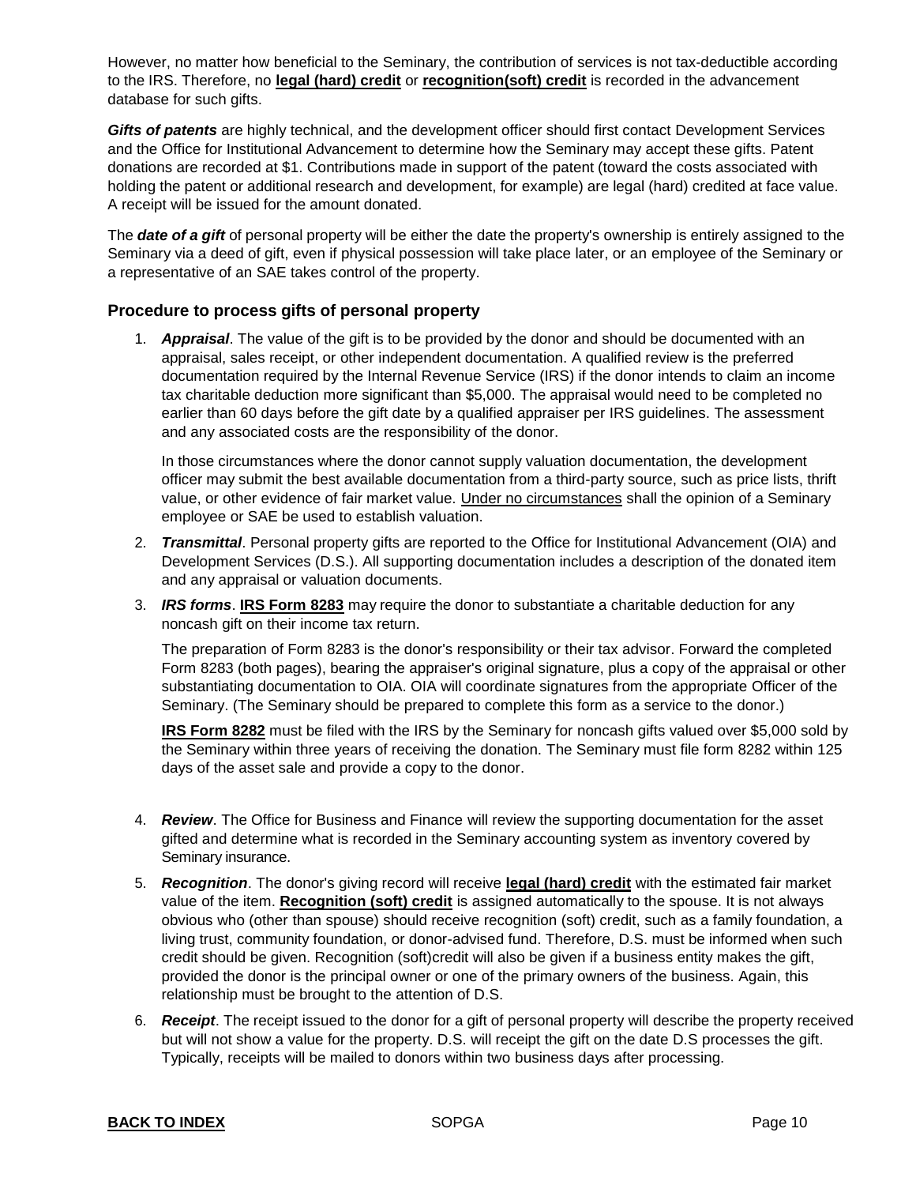However, no matter how beneficial to the Seminary, the contribution of services is not tax-deductible according to the IRS. Therefore, no **legal (hard) credit** or **recognition(soft) credit** is recorded in the advancement database for such gifts.

***Gifts of patents*** are highly technical, and the development officer should first contact Development Services and the Office for Institutional Advancement to determine how the Seminary may accept these gifts. Patent donations are recorded at $1. Contributions made in support of the patent (toward the costs associated with holding the patent or additional research and development, for example) are legal (hard) credited at face value. A receipt will be issued for the amount donated.

The ***date of a gift*** of personal property will be either the date the property's ownership is entirely assigned to the Seminary via a deed of gift, even if physical possession will take place later, or an employee of the Seminary or a representative of an SAE takes control of the property.

### Procedure to process gifts of personal property

1. ***Appraisal***. The value of the gift is to be provided by the donor and should be documented with an appraisal, sales receipt, or other independent documentation. A qualified review is the preferred documentation required by the Internal Revenue Service (IRS) if the donor intends to claim an income tax charitable deduction more significant than $5,000. The appraisal would need to be completed no earlier than 60 days before the gift date by a qualified appraiser per IRS guidelines. The assessment and any associated costs are the responsibility of the donor.

   In those circumstances where the donor cannot supply valuation documentation, the development officer may submit the best available documentation from a third-party source, such as price lists, thrift value, or other evidence of fair market value. Under no circumstances shall the opinion of a Seminary employee or SAE be used to establish valuation.

2. ***Transmittal***. Personal property gifts are reported to the Office for Institutional Advancement (OIA) and Development Services (D.S.). All supporting documentation includes a description of the donated item and any appraisal or valuation documents.

3. ***IRS forms***. **IRS Form 8283** may require the donor to substantiate a charitable deduction for any noncash gift on their income tax return.

   The preparation of Form 8283 is the donor's responsibility or their tax advisor. Forward the completed Form 8283 (both pages), bearing the appraiser's original signature, plus a copy of the appraisal or other substantiating documentation to OIA. OIA will coordinate signatures from the appropriate Officer of the Seminary. (The Seminary should be prepared to complete this form as a service to the donor.)

   **IRS Form 8282** must be filed with the IRS by the Seminary for noncash gifts valued over $5,000 sold by the Seminary within three years of receiving the donation. The Seminary must file form 8282 within 125 days of the asset sale and provide a copy to the donor.

4. ***Review***. The Office for Business and Finance will review the supporting documentation for the asset gifted and determine what is recorded in the Seminary accounting system as inventory covered by Seminary insurance.

5. ***Recognition***. The donor's giving record will receive **legal (hard) credit** with the estimated fair market value of the item. **Recognition (soft) credit** is assigned automatically to the spouse. It is not always obvious who (other than spouse) should receive recognition (soft) credit, such as a family foundation, a living trust, community foundation, or donor-advised fund. Therefore, D.S. must be informed when such credit should be given. Recognition (soft)credit will also be given if a business entity makes the gift, provided the donor is the principal owner or one of the primary owners of the business. Again, this relationship must be brought to the attention of D.S.

6. ***Receipt***. The receipt issued to the donor for a gift of personal property will describe the property received but will not show a value for the property. D.S. will receipt the gift on the date D.S processes the gift. Typically, receipts will be mailed to donors within two business days after processing.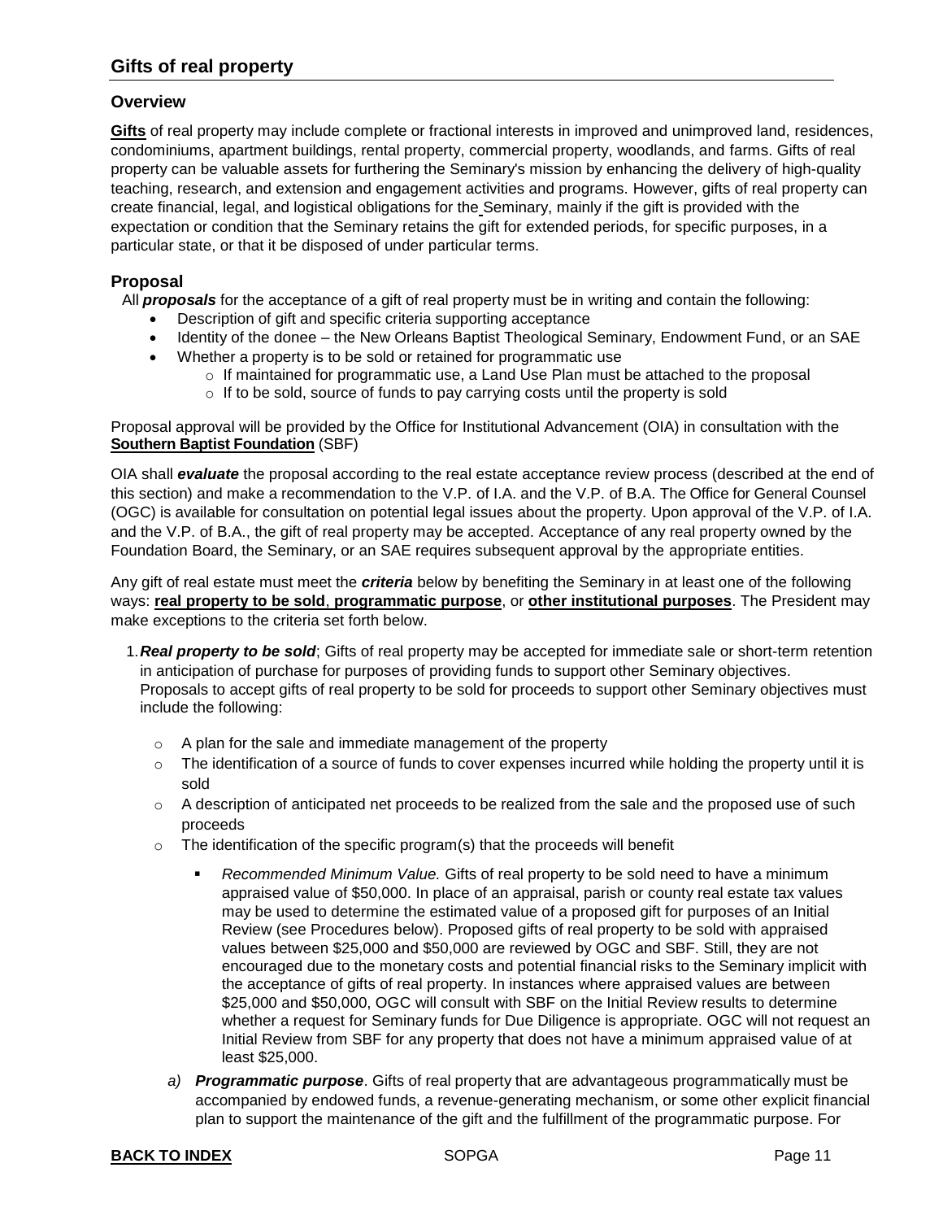## Gifts of real property

### Overview

**Gifts** of real property may include complete or fractional interests in improved and unimproved land, residences, condominiums, apartment buildings, rental property, commercial property, woodlands, and farms. Gifts of real property can be valuable assets for furthering the Seminary's mission by enhancing the delivery of high-quality teaching, research, and extension and engagement activities and programs. However, gifts of real property can create financial, legal, and logistical obligations for the Seminary, mainly if the gift is provided with the expectation or condition that the Seminary retains the gift for extended periods, for specific purposes, in a particular state, or that it be disposed of under particular terms.

### Proposal

All ***proposals*** for the acceptance of a gift of real property must be in writing and contain the following:

- Description of gift and specific criteria supporting acceptance
- Identity of the donee – the New Orleans Baptist Theological Seminary, Endowment Fund, or an SAE
- Whether a property is to be sold or retained for programmatic use
  - If maintained for programmatic use, a Land Use Plan must be attached to the proposal
  - If to be sold, source of funds to pay carrying costs until the property is sold

Proposal approval will be provided by the Office for Institutional Advancement (OIA) in consultation with the **Southern Baptist Foundation** (SBF)

OIA shall ***evaluate*** the proposal according to the real estate acceptance review process (described at the end of this section) and make a recommendation to the V.P. of I.A. and the V.P. of B.A. The Office for General Counsel (OGC) is available for consultation on potential legal issues about the property. Upon approval of the V.P. of I.A. and the V.P. of B.A., the gift of real property may be accepted. Acceptance of any real property owned by the Foundation Board, the Seminary, or an SAE requires subsequent approval by the appropriate entities.

Any gift of real estate must meet the ***criteria*** below by benefiting the Seminary in at least one of the following ways: **real property to be sold**, **programmatic purpose**, or **other institutional purposes**. The President may make exceptions to the criteria set forth below.

1. ***Real property to be sold***; Gifts of real property may be accepted for immediate sale or short-term retention in anticipation of purchase for purposes of providing funds to support other Seminary objectives. Proposals to accept gifts of real property to be sold for proceeds to support other Seminary objectives must include the following:

   - A plan for the sale and immediate management of the property
   - The identification of a source of funds to cover expenses incurred while holding the property until it is sold
   - A description of anticipated net proceeds to be realized from the sale and the proposed use of such proceeds
   - The identification of the specific program(s) that the proceeds will benefit
     - *Recommended Minimum Value.* Gifts of real property to be sold need to have a minimum appraised value of $50,000. In place of an appraisal, parish or county real estate tax values may be used to determine the estimated value of a proposed gift for purposes of an Initial Review (see Procedures below). Proposed gifts of real property to be sold with appraised values between $25,000 and $50,000 are reviewed by OGC and SBF. Still, they are not encouraged due to the monetary costs and potential financial risks to the Seminary implicit with the acceptance of gifts of real property. In instances where appraised values are between $25,000 and $50,000, OGC will consult with SBF on the Initial Review results to determine whether a request for Seminary funds for Due Diligence is appropriate. OGC will not request an Initial Review from SBF for any property that does not have a minimum appraised value of at least $25,000.

   a) ***Programmatic purpose***. Gifts of real property that are advantageous programmatically must be accompanied by endowed funds, a revenue-generating mechanism, or some other explicit financial plan to support the maintenance of the gift and the fulfillment of the programmatic purpose. For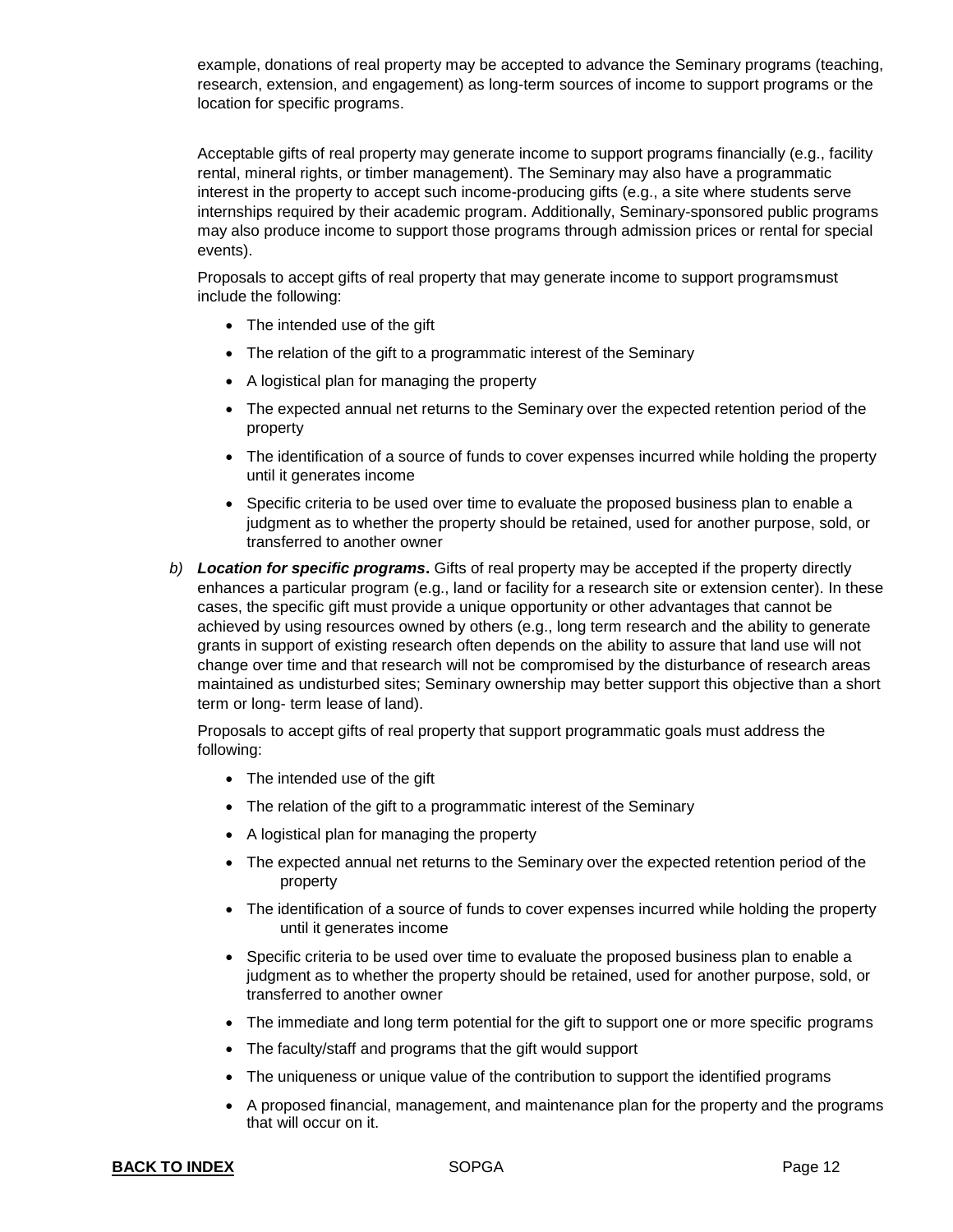example, donations of real property may be accepted to advance the Seminary programs (teaching, research, extension, and engagement) as long-term sources of income to support programs or the location for specific programs.

Acceptable gifts of real property may generate income to support programs financially (e.g., facility rental, mineral rights, or timber management). The Seminary may also have a programmatic interest in the property to accept such income-producing gifts (e.g., a site where students serve internships required by their academic program. Additionally, Seminary-sponsored public programs may also produce income to support those programs through admission prices or rental for special events).

Proposals to accept gifts of real property that may generate income to support programsmust include the following:

- The intended use of the gift
- The relation of the gift to a programmatic interest of the Seminary
- A logistical plan for managing the property
- The expected annual net returns to the Seminary over the expected retention period of the property
- The identification of a source of funds to cover expenses incurred while holding the property until it generates income
- Specific criteria to be used over time to evaluate the proposed business plan to enable a judgment as to whether the property should be retained, used for another purpose, sold, or transferred to another owner

*b)* ***Location for specific programs*.** Gifts of real property may be accepted if the property directly enhances a particular program (e.g., land or facility for a research site or extension center). In these cases, the specific gift must provide a unique opportunity or other advantages that cannot be achieved by using resources owned by others (e.g., long term research and the ability to generate grants in support of existing research often depends on the ability to assure that land use will not change over time and that research will not be compromised by the disturbance of research areas maintained as undisturbed sites; Seminary ownership may better support this objective than a short term or long- term lease of land).

Proposals to accept gifts of real property that support programmatic goals must address the following:

- The intended use of the gift
- The relation of the gift to a programmatic interest of the Seminary
- A logistical plan for managing the property
- The expected annual net returns to the Seminary over the expected retention period of the property
- The identification of a source of funds to cover expenses incurred while holding the property until it generates income
- Specific criteria to be used over time to evaluate the proposed business plan to enable a judgment as to whether the property should be retained, used for another purpose, sold, or transferred to another owner
- The immediate and long term potential for the gift to support one or more specific programs
- The faculty/staff and programs that the gift would support
- The uniqueness or unique value of the contribution to support the identified programs
- A proposed financial, management, and maintenance plan for the property and the programs that will occur on it.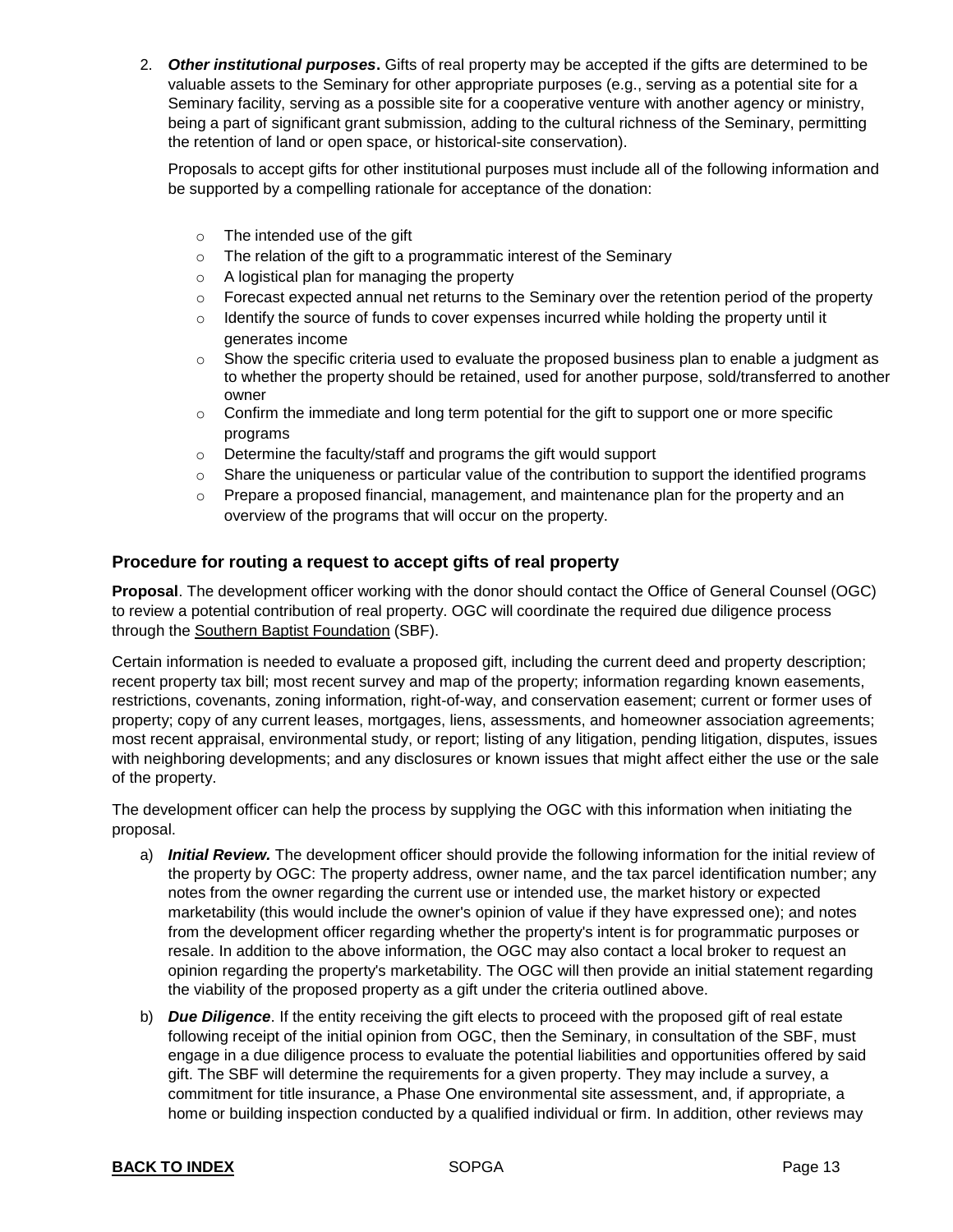2. ***Other institutional purposes*.** Gifts of real property may be accepted if the gifts are determined to be valuable assets to the Seminary for other appropriate purposes (e.g., serving as a potential site for a Seminary facility, serving as a possible site for a cooperative venture with another agency or ministry, being a part of significant grant submission, adding to the cultural richness of the Seminary, permitting the retention of land or open space, or historical-site conservation).

   Proposals to accept gifts for other institutional purposes must include all of the following information and be supported by a compelling rationale for acceptance of the donation:

   - The intended use of the gift
   - The relation of the gift to a programmatic interest of the Seminary
   - A logistical plan for managing the property
   - Forecast expected annual net returns to the Seminary over the retention period of the property
   - Identify the source of funds to cover expenses incurred while holding the property until it generates income
   - Show the specific criteria used to evaluate the proposed business plan to enable a judgment as to whether the property should be retained, used for another purpose, sold/transferred to another owner
   - Confirm the immediate and long term potential for the gift to support one or more specific programs
   - Determine the faculty/staff and programs the gift would support
   - Share the uniqueness or particular value of the contribution to support the identified programs
   - Prepare a proposed financial, management, and maintenance plan for the property and an overview of the programs that will occur on the property.

### Procedure for routing a request to accept gifts of real property

**Proposal**. The development officer working with the donor should contact the Office of General Counsel (OGC) to review a potential contribution of real property. OGC will coordinate the required due diligence process through the Southern Baptist Foundation (SBF).

Certain information is needed to evaluate a proposed gift, including the current deed and property description; recent property tax bill; most recent survey and map of the property; information regarding known easements, restrictions, covenants, zoning information, right-of-way, and conservation easement; current or former uses of property; copy of any current leases, mortgages, liens, assessments, and homeowner association agreements; most recent appraisal, environmental study, or report; listing of any litigation, pending litigation, disputes, issues with neighboring developments; and any disclosures or known issues that might affect either the use or the sale of the property.

The development officer can help the process by supplying the OGC with this information when initiating the proposal.

a) ***Initial Review.*** The development officer should provide the following information for the initial review of the property by OGC: The property address, owner name, and the tax parcel identification number; any notes from the owner regarding the current use or intended use, the market history or expected marketability (this would include the owner's opinion of value if they have expressed one); and notes from the development officer regarding whether the property's intent is for programmatic purposes or resale. In addition to the above information, the OGC may also contact a local broker to request an opinion regarding the property's marketability. The OGC will then provide an initial statement regarding the viability of the proposed property as a gift under the criteria outlined above.

b) ***Due Diligence***. If the entity receiving the gift elects to proceed with the proposed gift of real estate following receipt of the initial opinion from OGC, then the Seminary, in consultation of the SBF, must engage in a due diligence process to evaluate the potential liabilities and opportunities offered by said gift. The SBF will determine the requirements for a given property. They may include a survey, a commitment for title insurance, a Phase One environmental site assessment, and, if appropriate, a home or building inspection conducted by a qualified individual or firm. In addition, other reviews may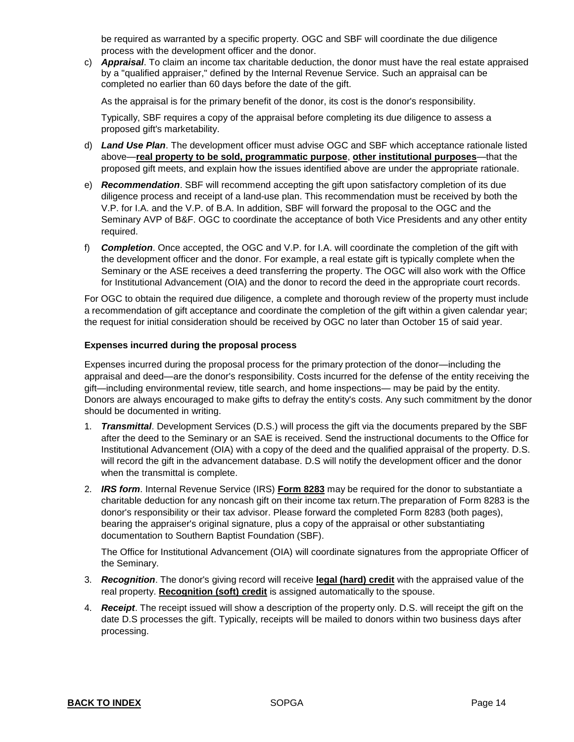be required as warranted by a specific property. OGC and SBF will coordinate the due diligence process with the development officer and the donor.

c) ***Appraisal***. To claim an income tax charitable deduction, the donor must have the real estate appraised by a "qualified appraiser," defined by the Internal Revenue Service. Such an appraisal can be completed no earlier than 60 days before the date of the gift.

   As the appraisal is for the primary benefit of the donor, its cost is the donor's responsibility.

   Typically, SBF requires a copy of the appraisal before completing its due diligence to assess a proposed gift's marketability.

d) ***Land Use Plan***. The development officer must advise OGC and SBF which acceptance rationale listed above—**real property to be sold, programmatic purpose**, **other institutional purposes**—that the proposed gift meets, and explain how the issues identified above are under the appropriate rationale.

e) ***Recommendation***. SBF will recommend accepting the gift upon satisfactory completion of its due diligence process and receipt of a land-use plan. This recommendation must be received by both the V.P. for I.A. and the V.P. of B.A. In addition, SBF will forward the proposal to the OGC and the Seminary AVP of B&F. OGC to coordinate the acceptance of both Vice Presidents and any other entity required.

f) ***Completion***. Once accepted, the OGC and V.P. for I.A. will coordinate the completion of the gift with the development officer and the donor. For example, a real estate gift is typically complete when the Seminary or the ASE receives a deed transferring the property. The OGC will also work with the Office for Institutional Advancement (OIA) and the donor to record the deed in the appropriate court records.

For OGC to obtain the required due diligence, a complete and thorough review of the property must include a recommendation of gift acceptance and coordinate the completion of the gift within a given calendar year; the request for initial consideration should be received by OGC no later than October 15 of said year.

**Expenses incurred during the proposal process**

Expenses incurred during the proposal process for the primary protection of the donor—including the appraisal and deed—are the donor's responsibility. Costs incurred for the defense of the entity receiving the gift—including environmental review, title search, and home inspections— may be paid by the entity. Donors are always encouraged to make gifts to defray the entity's costs. Any such commitment by the donor should be documented in writing.

1. ***Transmittal***. Development Services (D.S.) will process the gift via the documents prepared by the SBF after the deed to the Seminary or an SAE is received. Send the instructional documents to the Office for Institutional Advancement (OIA) with a copy of the deed and the qualified appraisal of the property. D.S. will record the gift in the advancement database. D.S will notify the development officer and the donor when the transmittal is complete.

2. ***IRS form***. Internal Revenue Service (IRS) **Form 8283** may be required for the donor to substantiate a charitable deduction for any noncash gift on their income tax return.The preparation of Form 8283 is the donor's responsibility or their tax advisor. Please forward the completed Form 8283 (both pages), bearing the appraiser's original signature, plus a copy of the appraisal or other substantiating documentation to Southern Baptist Foundation (SBF).

   The Office for Institutional Advancement (OIA) will coordinate signatures from the appropriate Officer of the Seminary.

3. ***Recognition***. The donor's giving record will receive **legal (hard) credit** with the appraised value of the real property. **Recognition (soft) credit** is assigned automatically to the spouse.

4. ***Receipt***. The receipt issued will show a description of the property only. D.S. will receipt the gift on the date D.S processes the gift. Typically, receipts will be mailed to donors within two business days after processing.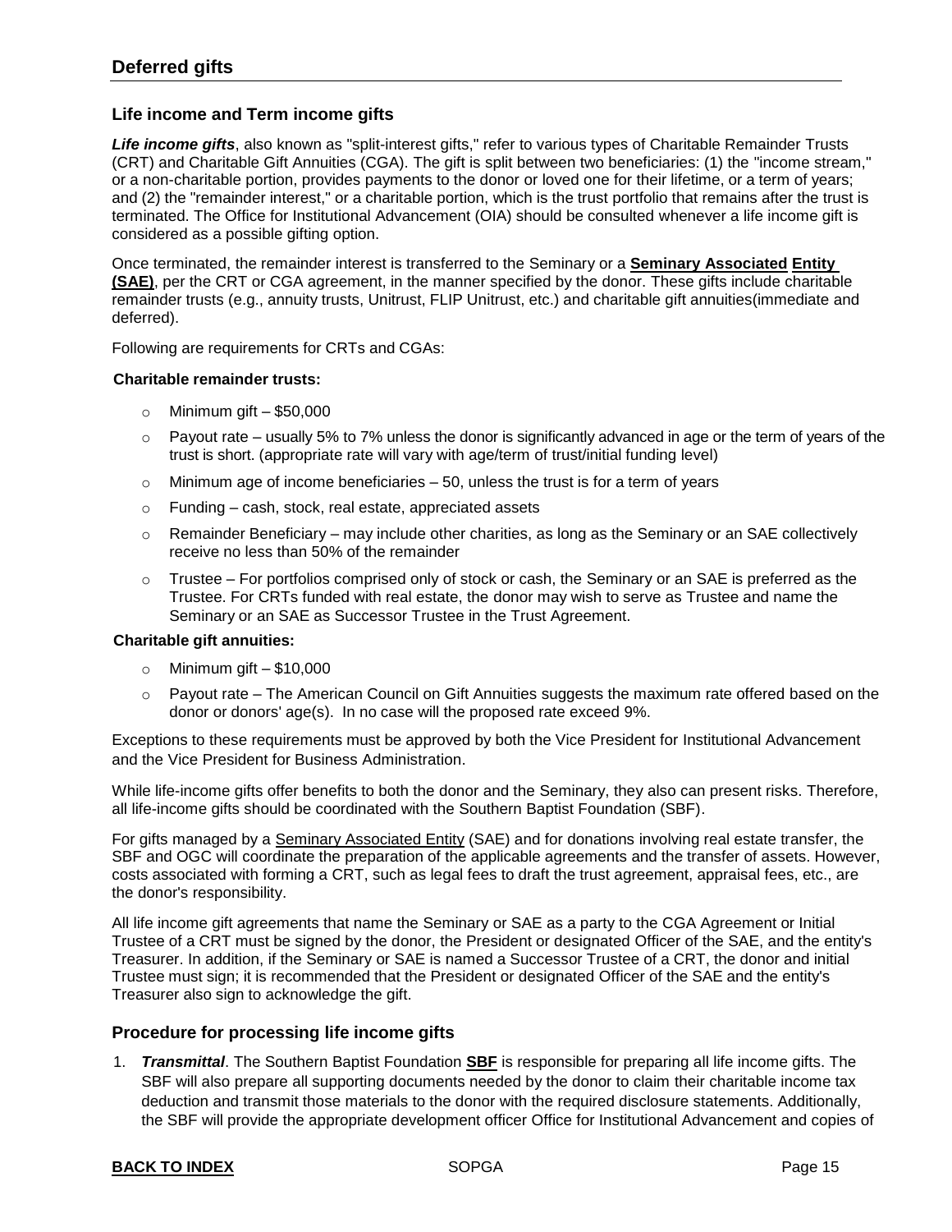## Deferred gifts

### Life income and Term income gifts

***Life income gifts***, also known as "split-interest gifts," refer to various types of Charitable Remainder Trusts (CRT) and Charitable Gift Annuities (CGA). The gift is split between two beneficiaries: (1) the "income stream," or a non-charitable portion, provides payments to the donor or loved one for their lifetime, or a term of years; and (2) the "remainder interest," or a charitable portion, which is the trust portfolio that remains after the trust is terminated. The Office for Institutional Advancement (OIA) should be consulted whenever a life income gift is considered as a possible gifting option.

Once terminated, the remainder interest is transferred to the Seminary or a **Seminary Associated Entity (SAE)**, per the CRT or CGA agreement, in the manner specified by the donor. These gifts include charitable remainder trusts (e.g., annuity trusts, Unitrust, FLIP Unitrust, etc.) and charitable gift annuities(immediate and deferred).

Following are requirements for CRTs and CGAs:

**Charitable remainder trusts:**

- Minimum gift – $50,000
- Payout rate – usually 5% to 7% unless the donor is significantly advanced in age or the term of years of the trust is short. (appropriate rate will vary with age/term of trust/initial funding level)
- Minimum age of income beneficiaries – 50, unless the trust is for a term of years
- Funding – cash, stock, real estate, appreciated assets
- Remainder Beneficiary – may include other charities, as long as the Seminary or an SAE collectively receive no less than 50% of the remainder
- Trustee – For portfolios comprised only of stock or cash, the Seminary or an SAE is preferred as the Trustee. For CRTs funded with real estate, the donor may wish to serve as Trustee and name the Seminary or an SAE as Successor Trustee in the Trust Agreement.

**Charitable gift annuities:**

- Minimum gift – $10,000
- Payout rate – The American Council on Gift Annuities suggests the maximum rate offered based on the donor or donors' age(s). In no case will the proposed rate exceed 9%.

Exceptions to these requirements must be approved by both the Vice President for Institutional Advancement and the Vice President for Business Administration.

While life-income gifts offer benefits to both the donor and the Seminary, they also can present risks. Therefore, all life-income gifts should be coordinated with the Southern Baptist Foundation (SBF).

For gifts managed by a Seminary Associated Entity (SAE) and for donations involving real estate transfer, the SBF and OGC will coordinate the preparation of the applicable agreements and the transfer of assets. However, costs associated with forming a CRT, such as legal fees to draft the trust agreement, appraisal fees, etc., are the donor's responsibility.

All life income gift agreements that name the Seminary or SAE as a party to the CGA Agreement or Initial Trustee of a CRT must be signed by the donor, the President or designated Officer of the SAE, and the entity's Treasurer. In addition, if the Seminary or SAE is named a Successor Trustee of a CRT, the donor and initial Trustee must sign; it is recommended that the President or designated Officer of the SAE and the entity's Treasurer also sign to acknowledge the gift.

### Procedure for processing life income gifts

1. ***Transmittal***. The Southern Baptist Foundation **SBF** is responsible for preparing all life income gifts. The SBF will also prepare all supporting documents needed by the donor to claim their charitable income tax deduction and transmit those materials to the donor with the required disclosure statements. Additionally, the SBF will provide the appropriate development officer Office for Institutional Advancement and copies of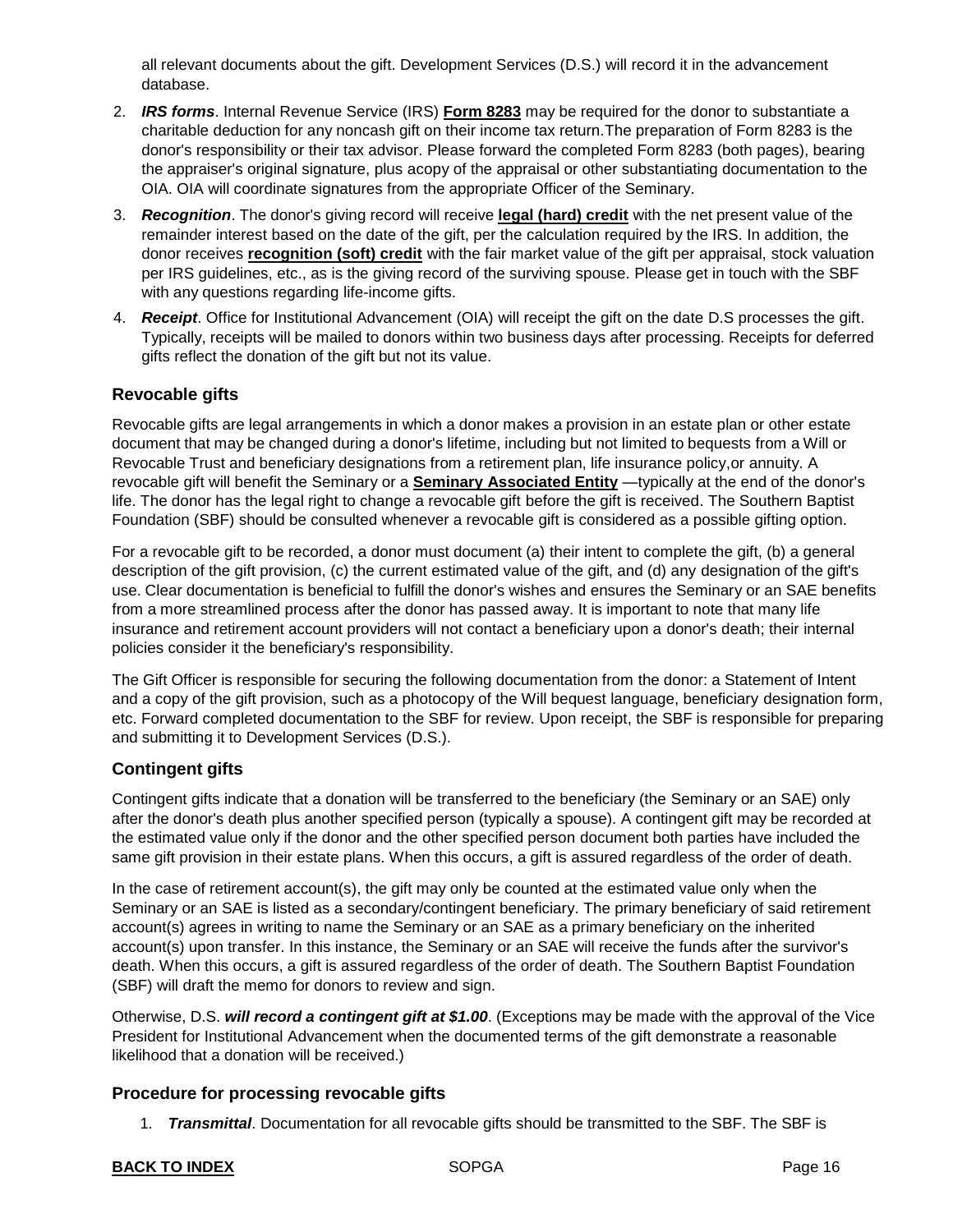all relevant documents about the gift. Development Services (D.S.) will record it in the advancement database.

2. ***IRS forms***. Internal Revenue Service (IRS) **Form 8283** may be required for the donor to substantiate a charitable deduction for any noncash gift on their income tax return.The preparation of Form 8283 is the donor's responsibility or their tax advisor. Please forward the completed Form 8283 (both pages), bearing the appraiser's original signature, plus acopy of the appraisal or other substantiating documentation to the OIA. OIA will coordinate signatures from the appropriate Officer of the Seminary.
3. ***Recognition***. The donor's giving record will receive **legal (hard) credit** with the net present value of the remainder interest based on the date of the gift, per the calculation required by the IRS. In addition, the donor receives **recognition (soft) credit** with the fair market value of the gift per appraisal, stock valuation per IRS guidelines, etc., as is the giving record of the surviving spouse. Please get in touch with the SBF with any questions regarding life-income gifts.
4. ***Receipt***. Office for Institutional Advancement (OIA) will receipt the gift on the date D.S processes the gift. Typically, receipts will be mailed to donors within two business days after processing. Receipts for deferred gifts reflect the donation of the gift but not its value.

## Revocable gifts

Revocable gifts are legal arrangements in which a donor makes a provision in an estate plan or other estate document that may be changed during a donor's lifetime, including but not limited to bequests from a Will or Revocable Trust and beneficiary designations from a retirement plan, life insurance policy,or annuity. A revocable gift will benefit the Seminary or a **Seminary Associated Entity** —typically at the end of the donor's life. The donor has the legal right to change a revocable gift before the gift is received. The Southern Baptist Foundation (SBF) should be consulted whenever a revocable gift is considered as a possible gifting option.

For a revocable gift to be recorded, a donor must document (a) their intent to complete the gift, (b) a general description of the gift provision, (c) the current estimated value of the gift, and (d) any designation of the gift's use. Clear documentation is beneficial to fulfill the donor's wishes and ensures the Seminary or an SAE benefits from a more streamlined process after the donor has passed away. It is important to note that many life insurance and retirement account providers will not contact a beneficiary upon a donor's death; their internal policies consider it the beneficiary's responsibility.

The Gift Officer is responsible for securing the following documentation from the donor: a Statement of Intent and a copy of the gift provision, such as a photocopy of the Will bequest language, beneficiary designation form, etc. Forward completed documentation to the SBF for review. Upon receipt, the SBF is responsible for preparing and submitting it to Development Services (D.S.).

## Contingent gifts

Contingent gifts indicate that a donation will be transferred to the beneficiary (the Seminary or an SAE) only after the donor's death plus another specified person (typically a spouse). A contingent gift may be recorded at the estimated value only if the donor and the other specified person document both parties have included the same gift provision in their estate plans. When this occurs, a gift is assured regardless of the order of death.

In the case of retirement account(s), the gift may only be counted at the estimated value only when the Seminary or an SAE is listed as a secondary/contingent beneficiary. The primary beneficiary of said retirement account(s) agrees in writing to name the Seminary or an SAE as a primary beneficiary on the inherited account(s) upon transfer. In this instance, the Seminary or an SAE will receive the funds after the survivor's death. When this occurs, a gift is assured regardless of the order of death. The Southern Baptist Foundation (SBF) will draft the memo for donors to review and sign.

Otherwise, D.S. ***will record a contingent gift at $1.00***. (Exceptions may be made with the approval of the Vice President for Institutional Advancement when the documented terms of the gift demonstrate a reasonable likelihood that a donation will be received.)

## Procedure for processing revocable gifts

1. ***Transmittal***. Documentation for all revocable gifts should be transmitted to the SBF. The SBF is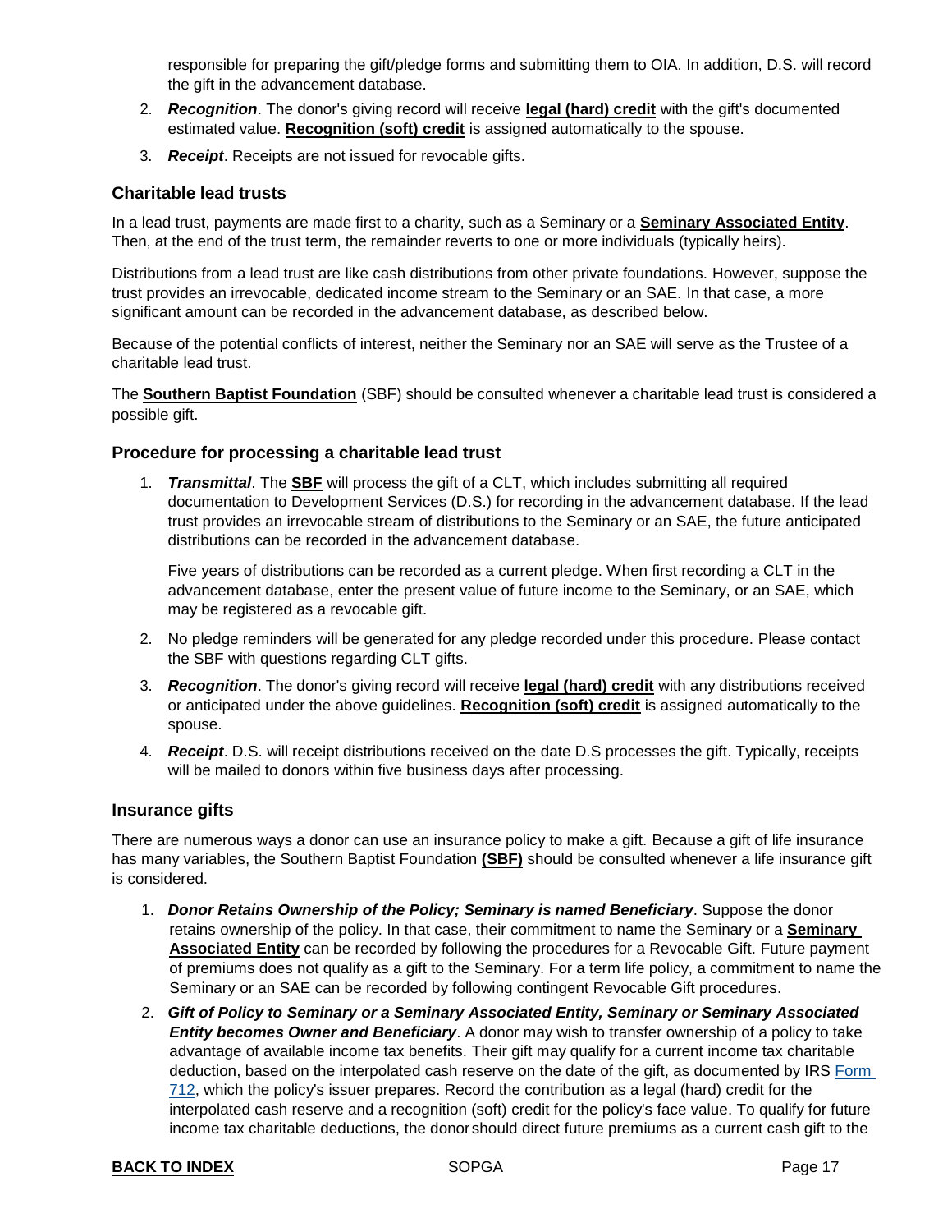responsible for preparing the gift/pledge forms and submitting them to OIA. In addition, D.S. will record the gift in the advancement database.

2. ***Recognition***. The donor's giving record will receive **legal (hard) credit** with the gift's documented estimated value. **Recognition (soft) credit** is assigned automatically to the spouse.
3. ***Receipt***. Receipts are not issued for revocable gifts.

### Charitable lead trusts

In a lead trust, payments are made first to a charity, such as a Seminary or a **Seminary Associated Entity**. Then, at the end of the trust term, the remainder reverts to one or more individuals (typically heirs).

Distributions from a lead trust are like cash distributions from other private foundations. However, suppose the trust provides an irrevocable, dedicated income stream to the Seminary or an SAE. In that case, a more significant amount can be recorded in the advancement database, as described below.

Because of the potential conflicts of interest, neither the Seminary nor an SAE will serve as the Trustee of a charitable lead trust.

The **Southern Baptist Foundation** (SBF) should be consulted whenever a charitable lead trust is considered a possible gift.

### Procedure for processing a charitable lead trust

1. ***Transmittal***. The **SBF** will process the gift of a CLT, which includes submitting all required documentation to Development Services (D.S.) for recording in the advancement database. If the lead trust provides an irrevocable stream of distributions to the Seminary or an SAE, the future anticipated distributions can be recorded in the advancement database.

   Five years of distributions can be recorded as a current pledge. When first recording a CLT in the advancement database, enter the present value of future income to the Seminary, or an SAE, which may be registered as a revocable gift.

2. No pledge reminders will be generated for any pledge recorded under this procedure. Please contact the SBF with questions regarding CLT gifts.
3. ***Recognition***. The donor's giving record will receive **legal (hard) credit** with any distributions received or anticipated under the above guidelines. **Recognition (soft) credit** is assigned automatically to the spouse.
4. ***Receipt***. D.S. will receipt distributions received on the date D.S processes the gift. Typically, receipts will be mailed to donors within five business days after processing.

### Insurance gifts

There are numerous ways a donor can use an insurance policy to make a gift. Because a gift of life insurance has many variables, the Southern Baptist Foundation **(SBF)** should be consulted whenever a life insurance gift is considered.

1. ***Donor Retains Ownership of the Policy; Seminary is named Beneficiary***. Suppose the donor retains ownership of the policy. In that case, their commitment to name the Seminary or a **Seminary Associated Entity** can be recorded by following the procedures for a Revocable Gift. Future payment of premiums does not qualify as a gift to the Seminary. For a term life policy, a commitment to name the Seminary or an SAE can be recorded by following contingent Revocable Gift procedures.
2. ***Gift of Policy to Seminary or a Seminary Associated Entity, Seminary or Seminary Associated Entity becomes Owner and Beneficiary***. A donor may wish to transfer ownership of a policy to take advantage of available income tax benefits. Their gift may qualify for a current income tax charitable deduction, based on the interpolated cash reserve on the date of the gift, as documented by IRS Form 712, which the policy's issuer prepares. Record the contribution as a legal (hard) credit for the interpolated cash reserve and a recognition (soft) credit for the policy's face value. To qualify for future income tax charitable deductions, the donor should direct future premiums as a current cash gift to the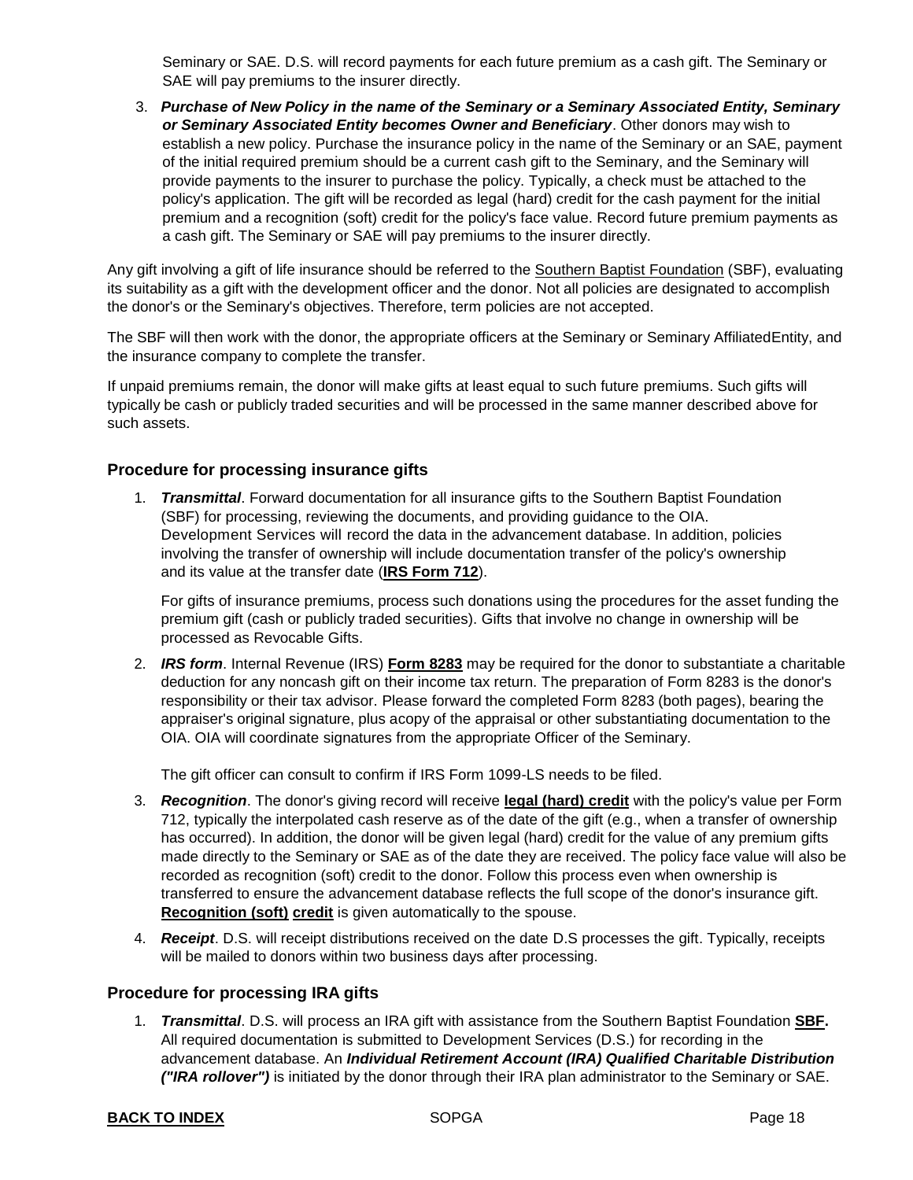Seminary or SAE. D.S. will record payments for each future premium as a cash gift. The Seminary or SAE will pay premiums to the insurer directly.

3. ***Purchase of New Policy in the name of the Seminary or a Seminary Associated Entity, Seminary or Seminary Associated Entity becomes Owner and Beneficiary***. Other donors may wish to establish a new policy. Purchase the insurance policy in the name of the Seminary or an SAE, payment of the initial required premium should be a current cash gift to the Seminary, and the Seminary will provide payments to the insurer to purchase the policy. Typically, a check must be attached to the policy's application. The gift will be recorded as legal (hard) credit for the cash payment for the initial premium and a recognition (soft) credit for the policy's face value. Record future premium payments as a cash gift. The Seminary or SAE will pay premiums to the insurer directly.

Any gift involving a gift of life insurance should be referred to the Southern Baptist Foundation (SBF), evaluating its suitability as a gift with the development officer and the donor. Not all policies are designated to accomplish the donor's or the Seminary's objectives. Therefore, term policies are not accepted.

The SBF will then work with the donor, the appropriate officers at the Seminary or Seminary AffiliatedEntity, and the insurance company to complete the transfer.

If unpaid premiums remain, the donor will make gifts at least equal to such future premiums. Such gifts will typically be cash or publicly traded securities and will be processed in the same manner described above for such assets.

### Procedure for processing insurance gifts

1. ***Transmittal***. Forward documentation for all insurance gifts to the Southern Baptist Foundation (SBF) for processing, reviewing the documents, and providing guidance to the OIA. Development Services will record the data in the advancement database. In addition, policies involving the transfer of ownership will include documentation transfer of the policy's ownership and its value at the transfer date (**IRS Form 712**).

   For gifts of insurance premiums, process such donations using the procedures for the asset funding the premium gift (cash or publicly traded securities). Gifts that involve no change in ownership will be processed as Revocable Gifts.

2. ***IRS form***. Internal Revenue (IRS) **Form 8283** may be required for the donor to substantiate a charitable deduction for any noncash gift on their income tax return. The preparation of Form 8283 is the donor's responsibility or their tax advisor. Please forward the completed Form 8283 (both pages), bearing the appraiser's original signature, plus acopy of the appraisal or other substantiating documentation to the OIA. OIA will coordinate signatures from the appropriate Officer of the Seminary.

   The gift officer can consult to confirm if IRS Form 1099-LS needs to be filed.

3. ***Recognition***. The donor's giving record will receive **legal (hard) credit** with the policy's value per Form 712, typically the interpolated cash reserve as of the date of the gift (e.g., when a transfer of ownership has occurred). In addition, the donor will be given legal (hard) credit for the value of any premium gifts made directly to the Seminary or SAE as of the date they are received. The policy face value will also be recorded as recognition (soft) credit to the donor. Follow this process even when ownership is transferred to ensure the advancement database reflects the full scope of the donor's insurance gift. **Recognition (soft) credit** is given automatically to the spouse.

4. ***Receipt***. D.S. will receipt distributions received on the date D.S processes the gift. Typically, receipts will be mailed to donors within two business days after processing.

### Procedure for processing IRA gifts

1. ***Transmittal***. D.S. will process an IRA gift with assistance from the Southern Baptist Foundation **SBF.** All required documentation is submitted to Development Services (D.S.) for recording in the advancement database. An ***Individual Retirement Account (IRA) Qualified Charitable Distribution ("IRA rollover")*** is initiated by the donor through their IRA plan administrator to the Seminary or SAE.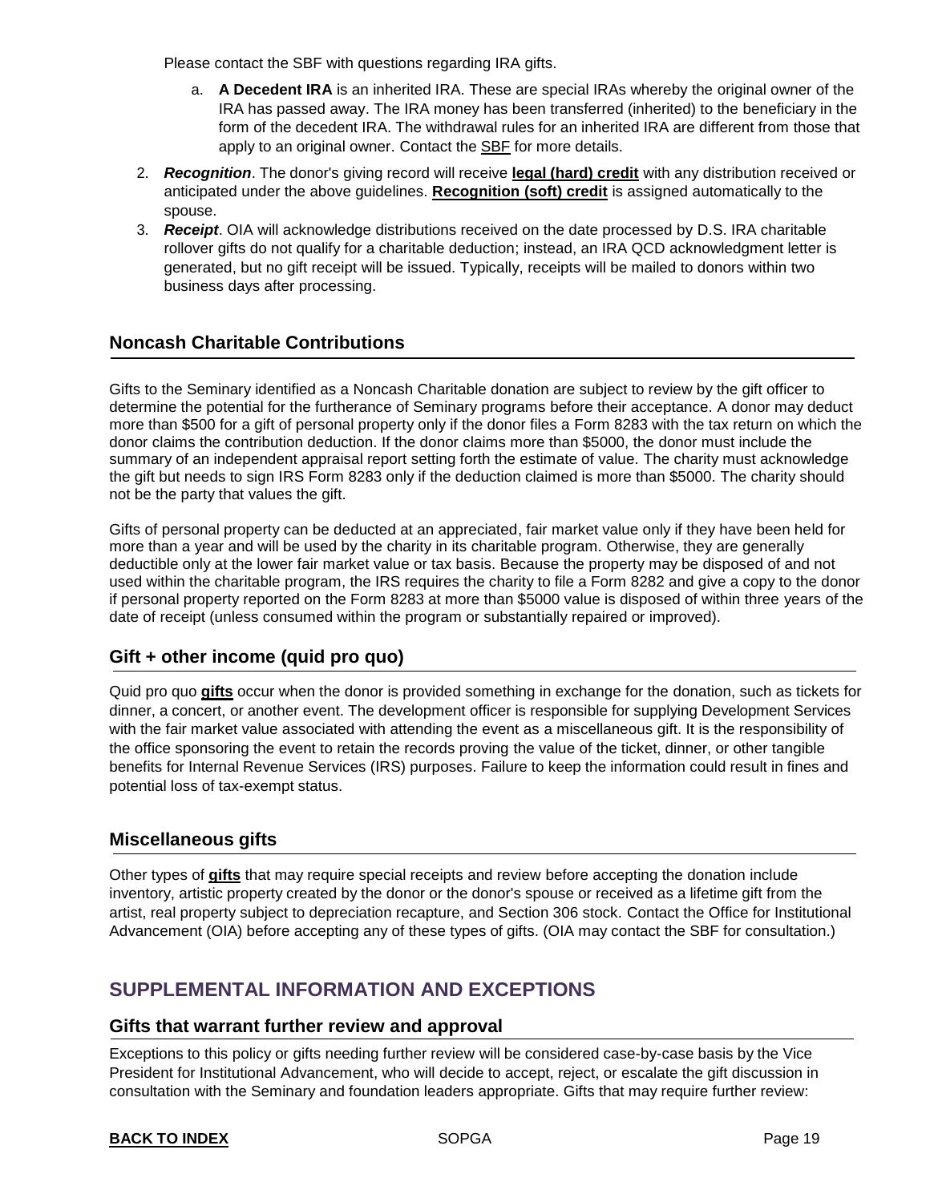Please contact the SBF with questions regarding IRA gifts.

   a. **A Decedent IRA** is an inherited IRA. These are special IRAs whereby the original owner of the IRA has passed away. The IRA money has been transferred (inherited) to the beneficiary in the form of the decedent IRA. The withdrawal rules for an inherited IRA are different from those that apply to an original owner. Contact the SBF for more details.

2. ***Recognition***. The donor's giving record will receive **legal (hard) credit** with any distribution received or anticipated under the above guidelines. **Recognition (soft) credit** is assigned automatically to the spouse.
3. ***Receipt***. OIA will acknowledge distributions received on the date processed by D.S. IRA charitable rollover gifts do not qualify for a charitable deduction; instead, an IRA QCD acknowledgment letter is generated, but no gift receipt will be issued. Typically, receipts will be mailed to donors within two business days after processing.

### Noncash Charitable Contributions

Gifts to the Seminary identified as a Noncash Charitable donation are subject to review by the gift officer to determine the potential for the furtherance of Seminary programs before their acceptance. A donor may deduct more than $500 for a gift of personal property only if the donor files a Form 8283 with the tax return on which the donor claims the contribution deduction. If the donor claims more than $5000, the donor must include the summary of an independent appraisal report setting forth the estimate of value. The charity must acknowledge the gift but needs to sign IRS Form 8283 only if the deduction claimed is more than $5000. The charity should not be the party that values the gift.

Gifts of personal property can be deducted at an appreciated, fair market value only if they have been held for more than a year and will be used by the charity in its charitable program. Otherwise, they are generally deductible only at the lower fair market value or tax basis. Because the property may be disposed of and not used within the charitable program, the IRS requires the charity to file a Form 8282 and give a copy to the donor if personal property reported on the Form 8283 at more than $5000 value is disposed of within three years of the date of receipt (unless consumed within the program or substantially repaired or improved).

### Gift + other income (quid pro quo)

Quid pro quo **gifts** occur when the donor is provided something in exchange for the donation, such as tickets for dinner, a concert, or another event. The development officer is responsible for supplying Development Services with the fair market value associated with attending the event as a miscellaneous gift. It is the responsibility of the office sponsoring the event to retain the records proving the value of the ticket, dinner, or other tangible benefits for Internal Revenue Services (IRS) purposes. Failure to keep the information could result in fines and potential loss of tax-exempt status.

### Miscellaneous gifts

Other types of **gifts** that may require special receipts and review before accepting the donation include inventory, artistic property created by the donor or the donor's spouse or received as a lifetime gift from the artist, real property subject to depreciation recapture, and Section 306 stock. Contact the Office for Institutional Advancement (OIA) before accepting any of these types of gifts. (OIA may contact the SBF for consultation.)

## SUPPLEMENTAL INFORMATION AND EXCEPTIONS

### Gifts that warrant further review and approval

Exceptions to this policy or gifts needing further review will be considered case-by-case basis by the Vice President for Institutional Advancement, who will decide to accept, reject, or escalate the gift discussion in consultation with the Seminary and foundation leaders appropriate. Gifts that may require further review: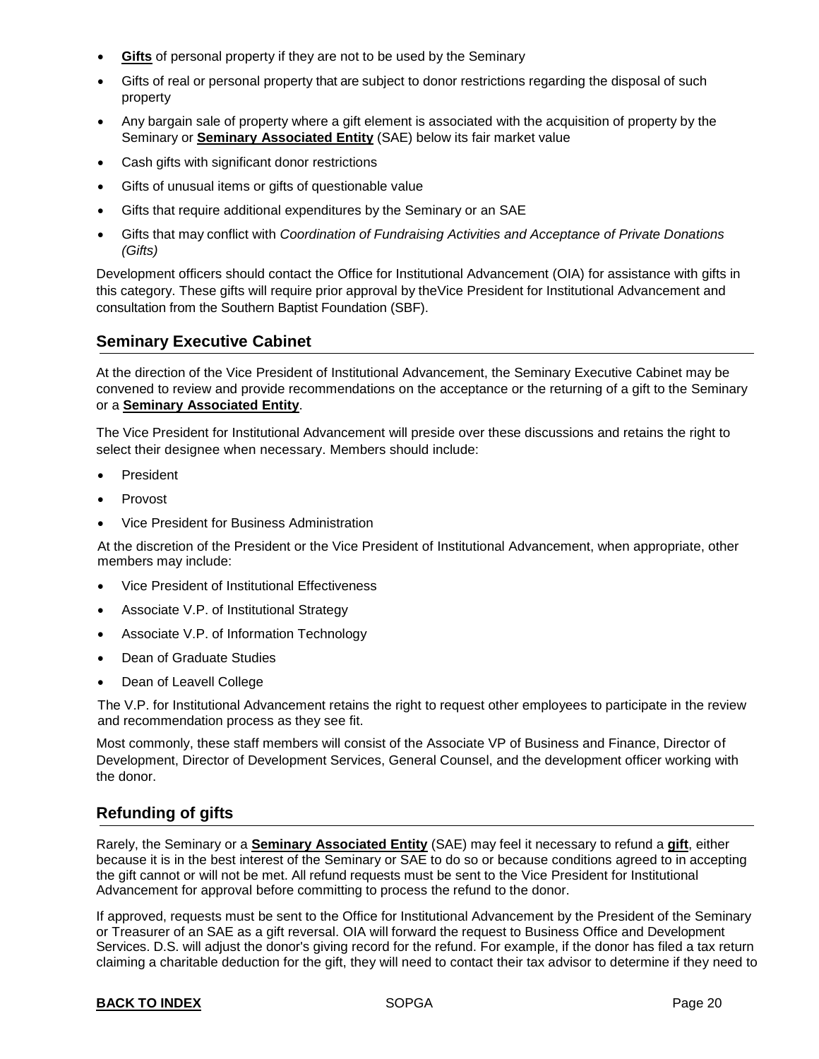- **Gifts** of personal property if they are not to be used by the Seminary
- Gifts of real or personal property that are subject to donor restrictions regarding the disposal of such property
- Any bargain sale of property where a gift element is associated with the acquisition of property by the Seminary or **Seminary Associated Entity** (SAE) below its fair market value
- Cash gifts with significant donor restrictions
- Gifts of unusual items or gifts of questionable value
- Gifts that require additional expenditures by the Seminary or an SAE
- Gifts that may conflict with *Coordination of Fundraising Activities and Acceptance of Private Donations (Gifts)*

Development officers should contact the Office for Institutional Advancement (OIA) for assistance with gifts in this category. These gifts will require prior approval by theVice President for Institutional Advancement and consultation from the Southern Baptist Foundation (SBF).

## Seminary Executive Cabinet

At the direction of the Vice President of Institutional Advancement, the Seminary Executive Cabinet may be convened to review and provide recommendations on the acceptance or the returning of a gift to the Seminary or a **Seminary Associated Entity**.

The Vice President for Institutional Advancement will preside over these discussions and retains the right to select their designee when necessary. Members should include:

- President
- Provost
- Vice President for Business Administration

At the discretion of the President or the Vice President of Institutional Advancement, when appropriate, other members may include:

- Vice President of Institutional Effectiveness
- Associate V.P. of Institutional Strategy
- Associate V.P. of Information Technology
- Dean of Graduate Studies
- Dean of Leavell College

The V.P. for Institutional Advancement retains the right to request other employees to participate in the review and recommendation process as they see fit.

Most commonly, these staff members will consist of the Associate VP of Business and Finance, Director of Development, Director of Development Services, General Counsel, and the development officer working with the donor.

## Refunding of gifts

Rarely, the Seminary or a **Seminary Associated Entity** (SAE) may feel it necessary to refund a **gift**, either because it is in the best interest of the Seminary or SAE to do so or because conditions agreed to in accepting the gift cannot or will not be met. All refund requests must be sent to the Vice President for Institutional Advancement for approval before committing to process the refund to the donor.

If approved, requests must be sent to the Office for Institutional Advancement by the President of the Seminary or Treasurer of an SAE as a gift reversal. OIA will forward the request to Business Office and Development Services. D.S. will adjust the donor's giving record for the refund. For example, if the donor has filed a tax return claiming a charitable deduction for the gift, they will need to contact their tax advisor to determine if they need to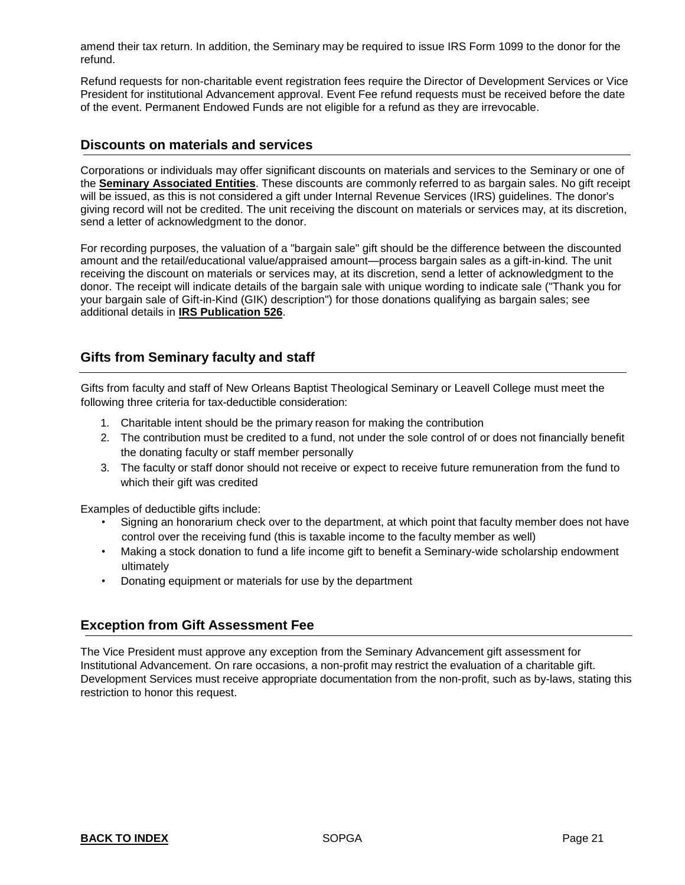amend their tax return. In addition, the Seminary may be required to issue IRS Form 1099 to the donor for the refund.

Refund requests for non-charitable event registration fees require the Director of Development Services or Vice President for institutional Advancement approval. Event Fee refund requests must be received before the date of the event. Permanent Endowed Funds are not eligible for a refund as they are irrevocable.

## Discounts on materials and services

Corporations or individuals may offer significant discounts on materials and services to the Seminary or one of the **Seminary Associated Entities**. These discounts are commonly referred to as bargain sales. No gift receipt will be issued, as this is not considered a gift under Internal Revenue Services (IRS) guidelines. The donor's giving record will not be credited. The unit receiving the discount on materials or services may, at its discretion, send a letter of acknowledgment to the donor.

For recording purposes, the valuation of a "bargain sale" gift should be the difference between the discounted amount and the retail/educational value/appraised amount—process bargain sales as a gift-in-kind. The unit receiving the discount on materials or services may, at its discretion, send a letter of acknowledgment to the donor. The receipt will indicate details of the bargain sale with unique wording to indicate sale ("Thank you for your bargain sale of Gift-in-Kind (GIK) description") for those donations qualifying as bargain sales; see additional details in **IRS Publication 526**.

## Gifts from Seminary faculty and staff

Gifts from faculty and staff of New Orleans Baptist Theological Seminary or Leavell College must meet the following three criteria for tax-deductible consideration:

1. Charitable intent should be the primary reason for making the contribution
2. The contribution must be credited to a fund, not under the sole control of or does not financially benefit the donating faculty or staff member personally
3. The faculty or staff donor should not receive or expect to receive future remuneration from the fund to which their gift was credited

Examples of deductible gifts include:

- Signing an honorarium check over to the department, at which point that faculty member does not have control over the receiving fund (this is taxable income to the faculty member as well)
- Making a stock donation to fund a life income gift to benefit a Seminary-wide scholarship endowment ultimately
- Donating equipment or materials for use by the department

## Exception from Gift Assessment Fee

The Vice President must approve any exception from the Seminary Advancement gift assessment for Institutional Advancement. On rare occasions, a non-profit may restrict the evaluation of a charitable gift. Development Services must receive appropriate documentation from the non-profit, such as by-laws, stating this restriction to honor this request.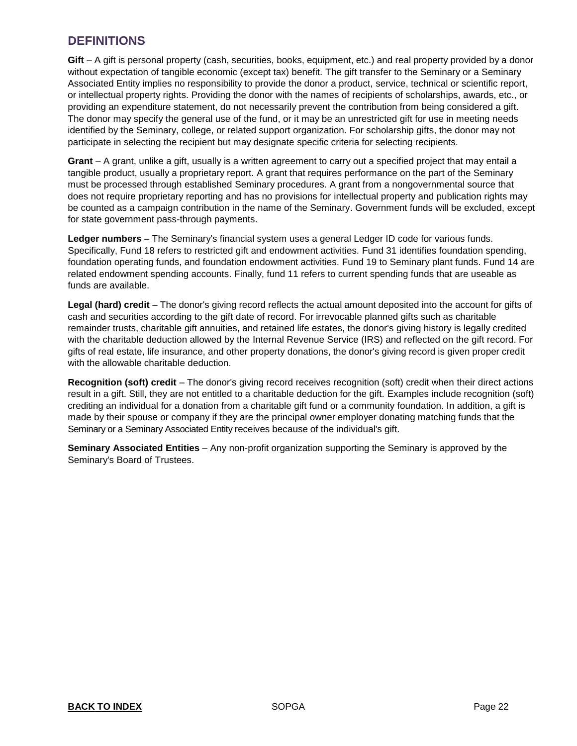## DEFINITIONS

**Gift** – A gift is personal property (cash, securities, books, equipment, etc.) and real property provided by a donor without expectation of tangible economic (except tax) benefit. The gift transfer to the Seminary or a Seminary Associated Entity implies no responsibility to provide the donor a product, service, technical or scientific report, or intellectual property rights. Providing the donor with the names of recipients of scholarships, awards, etc., or providing an expenditure statement, do not necessarily prevent the contribution from being considered a gift. The donor may specify the general use of the fund, or it may be an unrestricted gift for use in meeting needs identified by the Seminary, college, or related support organization. For scholarship gifts, the donor may not participate in selecting the recipient but may designate specific criteria for selecting recipients.

**Grant** – A grant, unlike a gift, usually is a written agreement to carry out a specified project that may entail a tangible product, usually a proprietary report. A grant that requires performance on the part of the Seminary must be processed through established Seminary procedures. A grant from a nongovernmental source that does not require proprietary reporting and has no provisions for intellectual property and publication rights may be counted as a campaign contribution in the name of the Seminary. Government funds will be excluded, except for state government pass-through payments.

**Ledger numbers** – The Seminary's financial system uses a general Ledger ID code for various funds. Specifically, Fund 18 refers to restricted gift and endowment activities. Fund 31 identifies foundation spending, foundation operating funds, and foundation endowment activities. Fund 19 to Seminary plant funds. Fund 14 are related endowment spending accounts. Finally, fund 11 refers to current spending funds that are useable as funds are available.

**Legal (hard) credit** – The donor's giving record reflects the actual amount deposited into the account for gifts of cash and securities according to the gift date of record. For irrevocable planned gifts such as charitable remainder trusts, charitable gift annuities, and retained life estates, the donor's giving history is legally credited with the charitable deduction allowed by the Internal Revenue Service (IRS) and reflected on the gift record. For gifts of real estate, life insurance, and other property donations, the donor's giving record is given proper credit with the allowable charitable deduction.

**Recognition (soft) credit** – The donor's giving record receives recognition (soft) credit when their direct actions result in a gift. Still, they are not entitled to a charitable deduction for the gift. Examples include recognition (soft) crediting an individual for a donation from a charitable gift fund or a community foundation. In addition, a gift is made by their spouse or company if they are the principal owner employer donating matching funds that the Seminary or a Seminary Associated Entity receives because of the individual's gift.

**Seminary Associated Entities** – Any non-profit organization supporting the Seminary is approved by the Seminary's Board of Trustees.